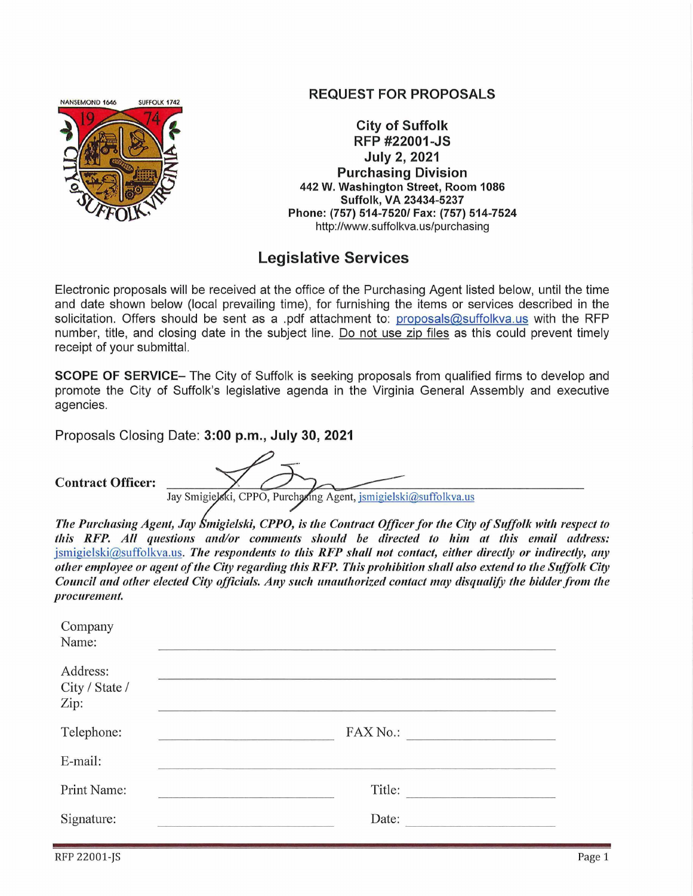# REQUEST FOR PROPOSALS

**City of Suffolk**
**RFP #22001-JS**
**July 2, 2021**
**Purchasing Division**
**442 W. Washington Street, Room 1086**
**Suffolk, VA 23434-5237**
**Phone: (757) 514-7520/ Fax: (757) 514-7524**
http://www.suffolkva.us/purchasing

## Legislative Services

Electronic proposals will be received at the office of the Purchasing Agent listed below, until the time and date shown below (local prevailing time), for furnishing the items or services described in the solicitation. Offers should be sent as a .pdf attachment to: proposals@suffolkva.us with the RFP number, title, and closing date in the subject line. Do not use zip files as this could prevent timely receipt of your submittal.

**SCOPE OF SERVICE**– The City of Suffolk is seeking proposals from qualified firms to develop and promote the City of Suffolk's legislative agenda in the Virginia General Assembly and executive agencies.

Proposals Closing Date: **3:00 p.m., July 30, 2021**

**Contract Officer:** ______________________________
Jay Smigielski, CPPO, Purchasing Agent, jsmigielski@suffolkva.us

***The Purchasing Agent, Jay Smigielski, CPPO, is the Contract Officer for the City of Suffolk with respect to this RFP. All questions and/or comments should be directed to him at this email address: jsmigielski@suffolkva.us. The respondents to this RFP shall not contact, either directly or indirectly, any other employee or agent of the City regarding this RFP. This prohibition shall also extend to the Suffolk City Council and other elected City officials. Any such unauthorized contact may disqualify the bidder from the procurement.***

Company Name: ______________________________

Address: ______________________________

City / State / Zip: ______________________________

Telephone: ______________________________ FAX No.: ______________________________

E-mail: ______________________________

Print Name: ______________________________ Title: ______________________________

Signature: ______________________________ Date: ______________________________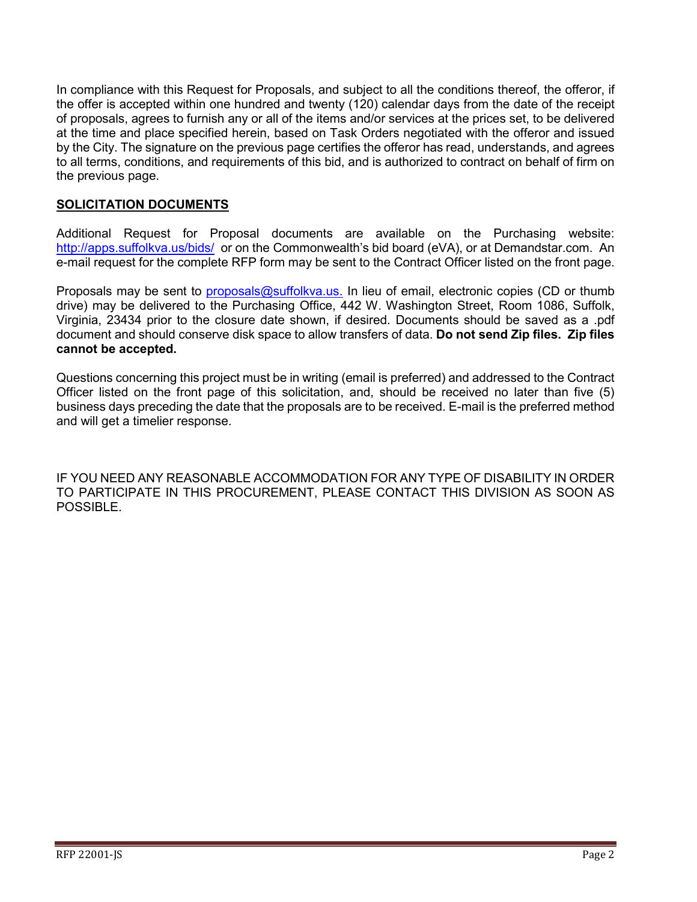In compliance with this Request for Proposals, and subject to all the conditions thereof, the offeror, if the offer is accepted within one hundred and twenty (120) calendar days from the date of the receipt of proposals, agrees to furnish any or all of the items and/or services at the prices set, to be delivered at the time and place specified herein, based on Task Orders negotiated with the offeror and issued by the City. The signature on the previous page certifies the offeror has read, understands, and agrees to all terms, conditions, and requirements of this bid, and is authorized to contract on behalf of firm on the previous page.

## SOLICITATION DOCUMENTS

Additional Request for Proposal documents are available on the Purchasing website: http://apps.suffolkva.us/bids/ or on the Commonwealth's bid board (eVA), or at Demandstar.com. An e-mail request for the complete RFP form may be sent to the Contract Officer listed on the front page.

Proposals may be sent to proposals@suffolkva.us. In lieu of email, electronic copies (CD or thumb drive) may be delivered to the Purchasing Office, 442 W. Washington Street, Room 1086, Suffolk, Virginia, 23434 prior to the closure date shown, if desired. Documents should be saved as a .pdf document and should conserve disk space to allow transfers of data. **Do not send Zip files. Zip files cannot be accepted.**

Questions concerning this project must be in writing (email is preferred) and addressed to the Contract Officer listed on the front page of this solicitation, and, should be received no later than five (5) business days preceding the date that the proposals are to be received. E-mail is the preferred method and will get a timelier response.

IF YOU NEED ANY REASONABLE ACCOMMODATION FOR ANY TYPE OF DISABILITY IN ORDER TO PARTICIPATE IN THIS PROCUREMENT, PLEASE CONTACT THIS DIVISION AS SOON AS POSSIBLE.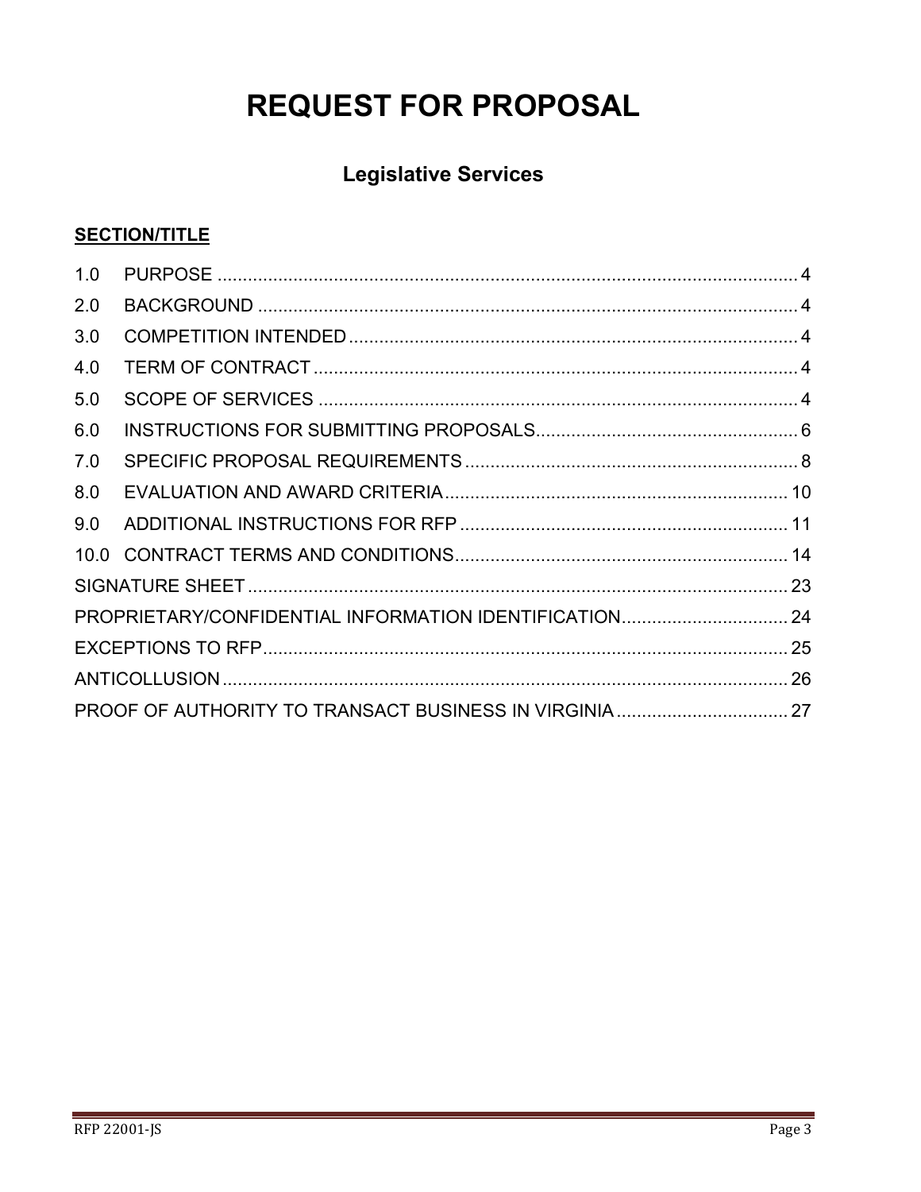# REQUEST FOR PROPOSAL

## Legislative Services

**SECTION/TITLE**

| | | |
|---|---|---|
| 1.0 | PURPOSE | 4 |
| 2.0 | BACKGROUND | 4 |
| 3.0 | COMPETITION INTENDED | 4 |
| 4.0 | TERM OF CONTRACT | 4 |
| 5.0 | SCOPE OF SERVICES | 4 |
| 6.0 | INSTRUCTIONS FOR SUBMITTING PROPOSALS | 6 |
| 7.0 | SPECIFIC PROPOSAL REQUIREMENTS | 8 |
| 8.0 | EVALUATION AND AWARD CRITERIA | 10 |
| 9.0 | ADDITIONAL INSTRUCTIONS FOR RFP | 11 |
| 10.0 | CONTRACT TERMS AND CONDITIONS | 14 |
| | SIGNATURE SHEET | 23 |
| | PROPRIETARY/CONFIDENTIAL INFORMATION IDENTIFICATION | 24 |
| | EXCEPTIONS TO RFP | 25 |
| | ANTICOLLUSION | 26 |
| | PROOF OF AUTHORITY TO TRANSACT BUSINESS IN VIRGINIA | 27 |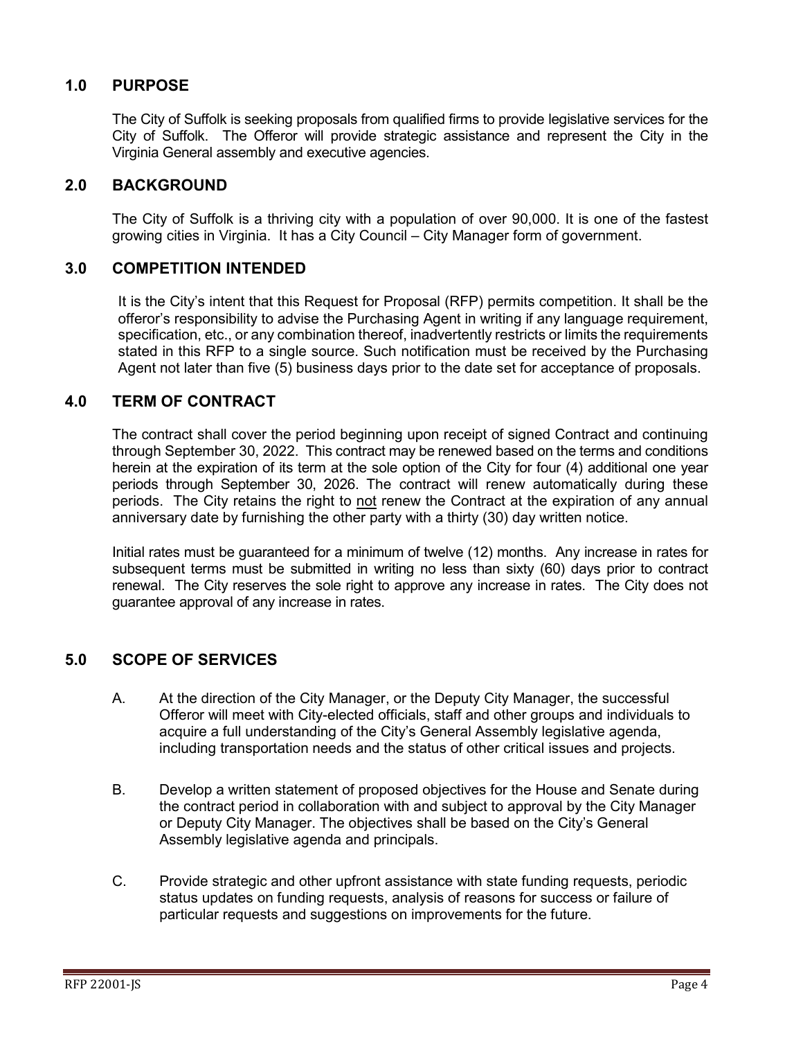## 1.0 PURPOSE

The City of Suffolk is seeking proposals from qualified firms to provide legislative services for the City of Suffolk. The Offeror will provide strategic assistance and represent the City in the Virginia General assembly and executive agencies.

## 2.0 BACKGROUND

The City of Suffolk is a thriving city with a population of over 90,000. It is one of the fastest growing cities in Virginia. It has a City Council – City Manager form of government.

## 3.0 COMPETITION INTENDED

It is the City's intent that this Request for Proposal (RFP) permits competition. It shall be the offeror's responsibility to advise the Purchasing Agent in writing if any language requirement, specification, etc., or any combination thereof, inadvertently restricts or limits the requirements stated in this RFP to a single source. Such notification must be received by the Purchasing Agent not later than five (5) business days prior to the date set for acceptance of proposals.

## 4.0 TERM OF CONTRACT

The contract shall cover the period beginning upon receipt of signed Contract and continuing through September 30, 2022. This contract may be renewed based on the terms and conditions herein at the expiration of its term at the sole option of the City for four (4) additional one year periods through September 30, 2026. The contract will renew automatically during these periods. The City retains the right to not renew the Contract at the expiration of any annual anniversary date by furnishing the other party with a thirty (30) day written notice.

Initial rates must be guaranteed for a minimum of twelve (12) months. Any increase in rates for subsequent terms must be submitted in writing no less than sixty (60) days prior to contract renewal. The City reserves the sole right to approve any increase in rates. The City does not guarantee approval of any increase in rates.

## 5.0 SCOPE OF SERVICES

A. At the direction of the City Manager, or the Deputy City Manager, the successful Offeror will meet with City-elected officials, staff and other groups and individuals to acquire a full understanding of the City's General Assembly legislative agenda, including transportation needs and the status of other critical issues and projects.

B. Develop a written statement of proposed objectives for the House and Senate during the contract period in collaboration with and subject to approval by the City Manager or Deputy City Manager. The objectives shall be based on the City's General Assembly legislative agenda and principals.

C. Provide strategic and other upfront assistance with state funding requests, periodic status updates on funding requests, analysis of reasons for success or failure of particular requests and suggestions on improvements for the future.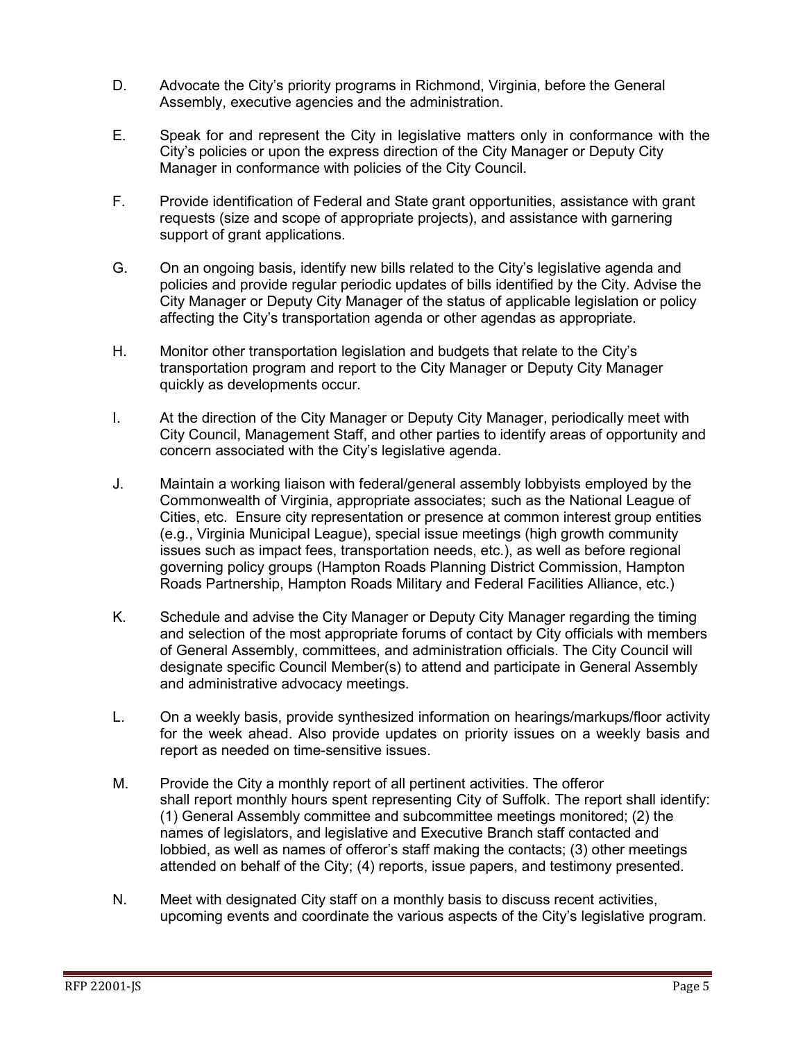D. Advocate the City's priority programs in Richmond, Virginia, before the General Assembly, executive agencies and the administration.

E. Speak for and represent the City in legislative matters only in conformance with the City's policies or upon the express direction of the City Manager or Deputy City Manager in conformance with policies of the City Council.

F. Provide identification of Federal and State grant opportunities, assistance with grant requests (size and scope of appropriate projects), and assistance with garnering support of grant applications.

G. On an ongoing basis, identify new bills related to the City's legislative agenda and policies and provide regular periodic updates of bills identified by the City. Advise the City Manager or Deputy City Manager of the status of applicable legislation or policy affecting the City's transportation agenda or other agendas as appropriate.

H. Monitor other transportation legislation and budgets that relate to the City's transportation program and report to the City Manager or Deputy City Manager quickly as developments occur.

I. At the direction of the City Manager or Deputy City Manager, periodically meet with City Council, Management Staff, and other parties to identify areas of opportunity and concern associated with the City's legislative agenda.

J. Maintain a working liaison with federal/general assembly lobbyists employed by the Commonwealth of Virginia, appropriate associates; such as the National League of Cities, etc. Ensure city representation or presence at common interest group entities (e.g., Virginia Municipal League), special issue meetings (high growth community issues such as impact fees, transportation needs, etc.), as well as before regional governing policy groups (Hampton Roads Planning District Commission, Hampton Roads Partnership, Hampton Roads Military and Federal Facilities Alliance, etc.)

K. Schedule and advise the City Manager or Deputy City Manager regarding the timing and selection of the most appropriate forums of contact by City officials with members of General Assembly, committees, and administration officials. The City Council will designate specific Council Member(s) to attend and participate in General Assembly and administrative advocacy meetings.

L. On a weekly basis, provide synthesized information on hearings/markups/floor activity for the week ahead. Also provide updates on priority issues on a weekly basis and report as needed on time-sensitive issues.

M. Provide the City a monthly report of all pertinent activities. The offeror shall report monthly hours spent representing City of Suffolk. The report shall identify: (1) General Assembly committee and subcommittee meetings monitored; (2) the names of legislators, and legislative and Executive Branch staff contacted and lobbied, as well as names of offeror's staff making the contacts; (3) other meetings attended on behalf of the City; (4) reports, issue papers, and testimony presented.

N. Meet with designated City staff on a monthly basis to discuss recent activities, upcoming events and coordinate the various aspects of the City's legislative program.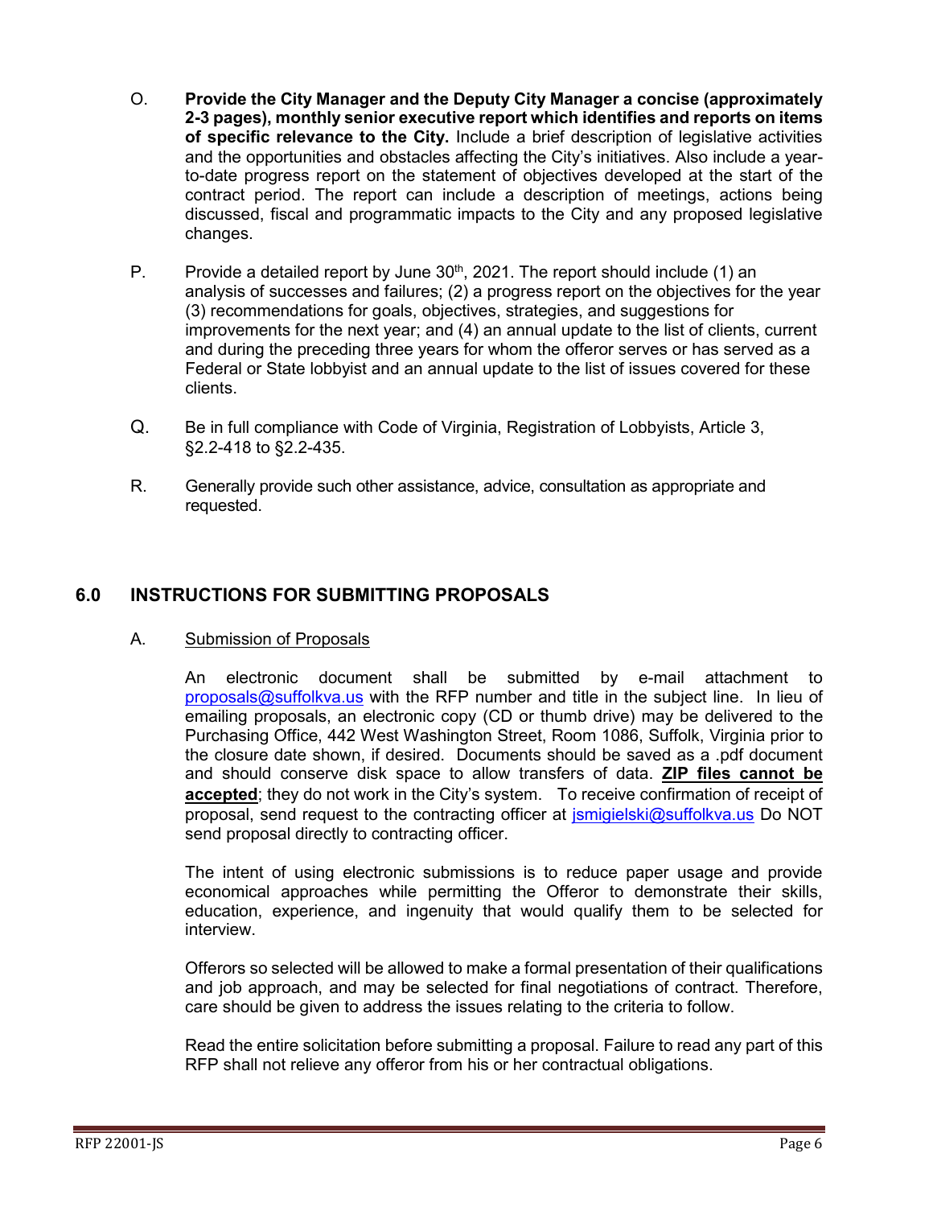O. **Provide the City Manager and the Deputy City Manager a concise (approximately 2-3 pages), monthly senior executive report which identifies and reports on items of specific relevance to the City.** Include a brief description of legislative activities and the opportunities and obstacles affecting the City's initiatives. Also include a year-to-date progress report on the statement of objectives developed at the start of the contract period. The report can include a description of meetings, actions being discussed, fiscal and programmatic impacts to the City and any proposed legislative changes.

P. Provide a detailed report by June 30th, 2021. The report should include (1) an analysis of successes and failures; (2) a progress report on the objectives for the year (3) recommendations for goals, objectives, strategies, and suggestions for improvements for the next year; and (4) an annual update to the list of clients, current and during the preceding three years for whom the offeror serves or has served as a Federal or State lobbyist and an annual update to the list of issues covered for these clients.

Q. Be in full compliance with Code of Virginia, Registration of Lobbyists, Article 3, §2.2-418 to §2.2-435.

R. Generally provide such other assistance, advice, consultation as appropriate and requested.

## 6.0 INSTRUCTIONS FOR SUBMITTING PROPOSALS

A. Submission of Proposals

An electronic document shall be submitted by e-mail attachment to proposals@suffolkva.us with the RFP number and title in the subject line. In lieu of emailing proposals, an electronic copy (CD or thumb drive) may be delivered to the Purchasing Office, 442 West Washington Street, Room 1086, Suffolk, Virginia prior to the closure date shown, if desired. Documents should be saved as a .pdf document and should conserve disk space to allow transfers of data. **ZIP files cannot be accepted**; they do not work in the City's system. To receive confirmation of receipt of proposal, send request to the contracting officer at jsmigielski@suffolkva.us Do NOT send proposal directly to contracting officer.

The intent of using electronic submissions is to reduce paper usage and provide economical approaches while permitting the Offeror to demonstrate their skills, education, experience, and ingenuity that would qualify them to be selected for interview.

Offerors so selected will be allowed to make a formal presentation of their qualifications and job approach, and may be selected for final negotiations of contract. Therefore, care should be given to address the issues relating to the criteria to follow.

Read the entire solicitation before submitting a proposal. Failure to read any part of this RFP shall not relieve any offeror from his or her contractual obligations.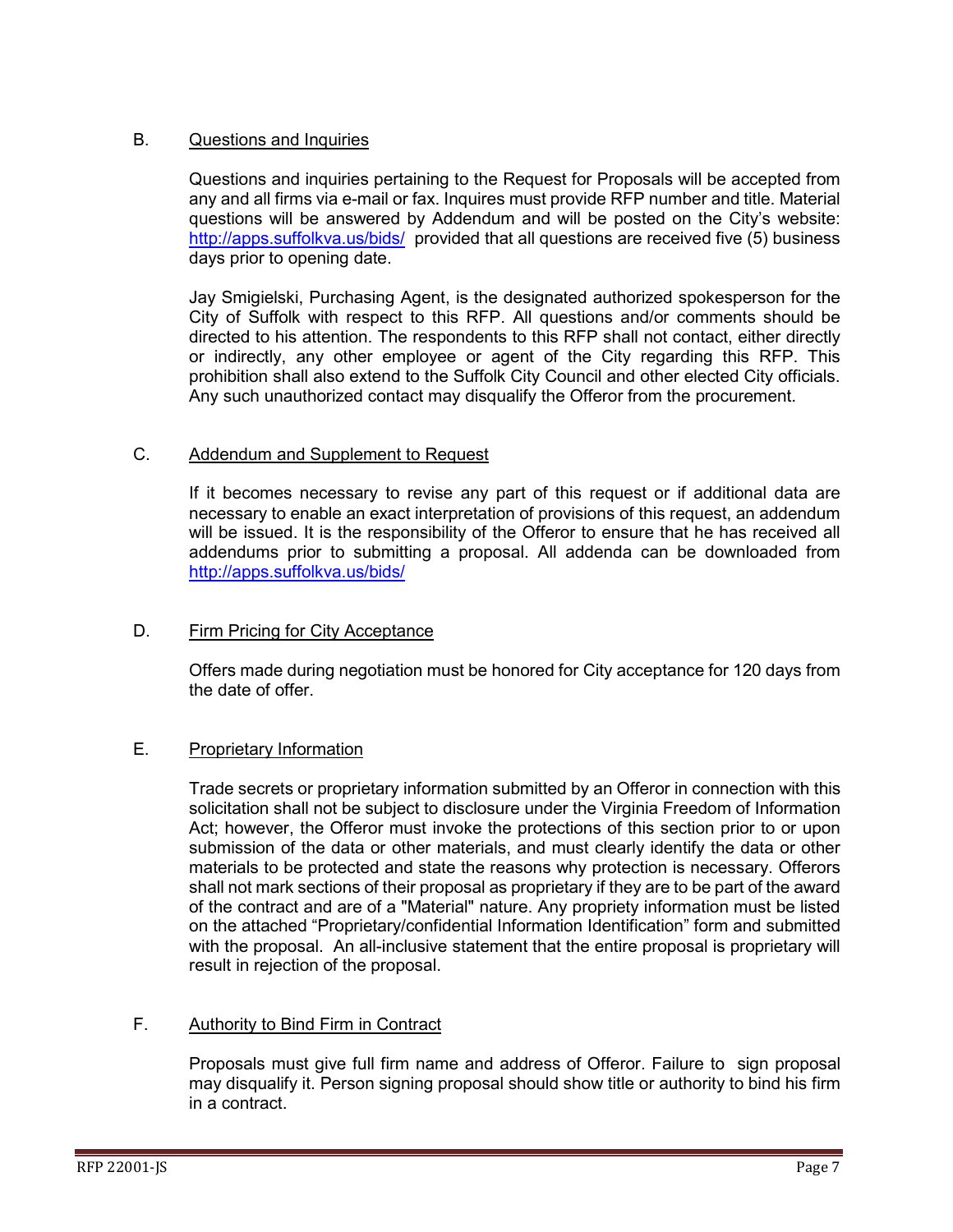### B. Questions and Inquiries

Questions and inquiries pertaining to the Request for Proposals will be accepted from any and all firms via e-mail or fax. Inquires must provide RFP number and title. Material questions will be answered by Addendum and will be posted on the City's website: http://apps.suffolkva.us/bids/ provided that all questions are received five (5) business days prior to opening date.

Jay Smigielski, Purchasing Agent, is the designated authorized spokesperson for the City of Suffolk with respect to this RFP. All questions and/or comments should be directed to his attention. The respondents to this RFP shall not contact, either directly or indirectly, any other employee or agent of the City regarding this RFP. This prohibition shall also extend to the Suffolk City Council and other elected City officials. Any such unauthorized contact may disqualify the Offeror from the procurement.

### C. Addendum and Supplement to Request

If it becomes necessary to revise any part of this request or if additional data are necessary to enable an exact interpretation of provisions of this request, an addendum will be issued. It is the responsibility of the Offeror to ensure that he has received all addendums prior to submitting a proposal. All addenda can be downloaded from http://apps.suffolkva.us/bids/

### D. Firm Pricing for City Acceptance

Offers made during negotiation must be honored for City acceptance for 120 days from the date of offer.

### E. Proprietary Information

Trade secrets or proprietary information submitted by an Offeror in connection with this solicitation shall not be subject to disclosure under the Virginia Freedom of Information Act; however, the Offeror must invoke the protections of this section prior to or upon submission of the data or other materials, and must clearly identify the data or other materials to be protected and state the reasons why protection is necessary. Offerors shall not mark sections of their proposal as proprietary if they are to be part of the award of the contract and are of a "Material" nature. Any propriety information must be listed on the attached "Proprietary/confidential Information Identification" form and submitted with the proposal. An all-inclusive statement that the entire proposal is proprietary will result in rejection of the proposal.

### F. Authority to Bind Firm in Contract

Proposals must give full firm name and address of Offeror. Failure to sign proposal may disqualify it. Person signing proposal should show title or authority to bind his firm in a contract.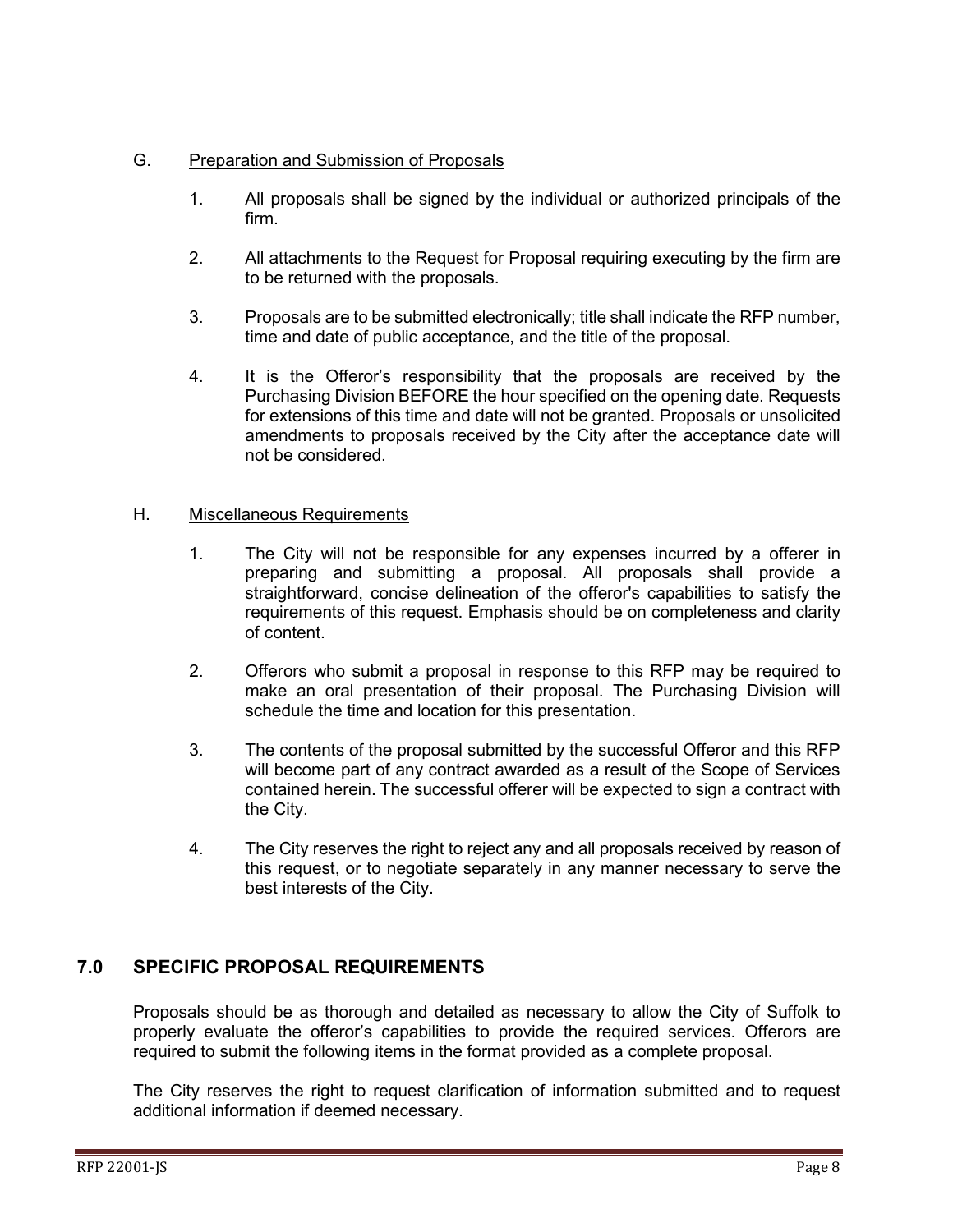G. <u>Preparation and Submission of Proposals</u>

1. All proposals shall be signed by the individual or authorized principals of the firm.

2. All attachments to the Request for Proposal requiring executing by the firm are to be returned with the proposals.

3. Proposals are to be submitted electronically; title shall indicate the RFP number, time and date of public acceptance, and the title of the proposal.

4. It is the Offeror's responsibility that the proposals are received by the Purchasing Division BEFORE the hour specified on the opening date. Requests for extensions of this time and date will not be granted. Proposals or unsolicited amendments to proposals received by the City after the acceptance date will not be considered.

H. <u>Miscellaneous Requirements</u>

1. The City will not be responsible for any expenses incurred by a offerer in preparing and submitting a proposal. All proposals shall provide a straightforward, concise delineation of the offeror's capabilities to satisfy the requirements of this request. Emphasis should be on completeness and clarity of content.

2. Offerors who submit a proposal in response to this RFP may be required to make an oral presentation of their proposal. The Purchasing Division will schedule the time and location for this presentation.

3. The contents of the proposal submitted by the successful Offeror and this RFP will become part of any contract awarded as a result of the Scope of Services contained herein. The successful offerer will be expected to sign a contract with the City.

4. The City reserves the right to reject any and all proposals received by reason of this request, or to negotiate separately in any manner necessary to serve the best interests of the City.

## 7.0 SPECIFIC PROPOSAL REQUIREMENTS

Proposals should be as thorough and detailed as necessary to allow the City of Suffolk to properly evaluate the offeror's capabilities to provide the required services. Offerors are required to submit the following items in the format provided as a complete proposal.

The City reserves the right to request clarification of information submitted and to request additional information if deemed necessary.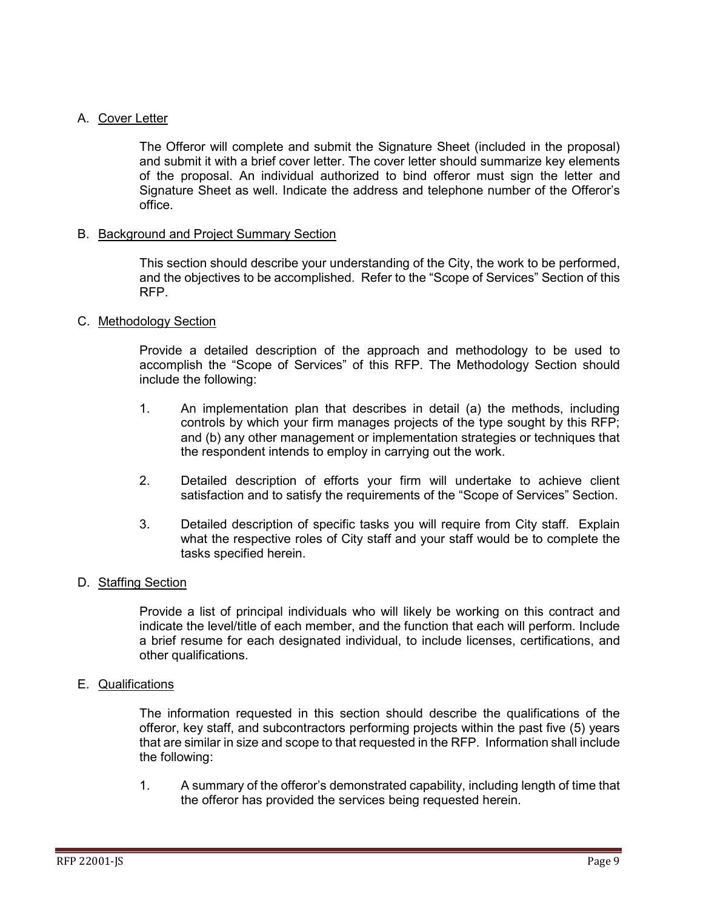A. Cover Letter

The Offeror will complete and submit the Signature Sheet (included in the proposal) and submit it with a brief cover letter. The cover letter should summarize key elements of the proposal. An individual authorized to bind offeror must sign the letter and Signature Sheet as well. Indicate the address and telephone number of the Offeror's office.

B. Background and Project Summary Section

This section should describe your understanding of the City, the work to be performed, and the objectives to be accomplished. Refer to the "Scope of Services" Section of this RFP.

C. Methodology Section

Provide a detailed description of the approach and methodology to be used to accomplish the "Scope of Services" of this RFP. The Methodology Section should include the following:

1. An implementation plan that describes in detail (a) the methods, including controls by which your firm manages projects of the type sought by this RFP; and (b) any other management or implementation strategies or techniques that the respondent intends to employ in carrying out the work.

2. Detailed description of efforts your firm will undertake to achieve client satisfaction and to satisfy the requirements of the "Scope of Services" Section.

3. Detailed description of specific tasks you will require from City staff. Explain what the respective roles of City staff and your staff would be to complete the tasks specified herein.

D. Staffing Section

Provide a list of principal individuals who will likely be working on this contract and indicate the level/title of each member, and the function that each will perform. Include a brief resume for each designated individual, to include licenses, certifications, and other qualifications.

E. Qualifications

The information requested in this section should describe the qualifications of the offeror, key staff, and subcontractors performing projects within the past five (5) years that are similar in size and scope to that requested in the RFP. Information shall include the following:

1. A summary of the offeror's demonstrated capability, including length of time that the offeror has provided the services being requested herein.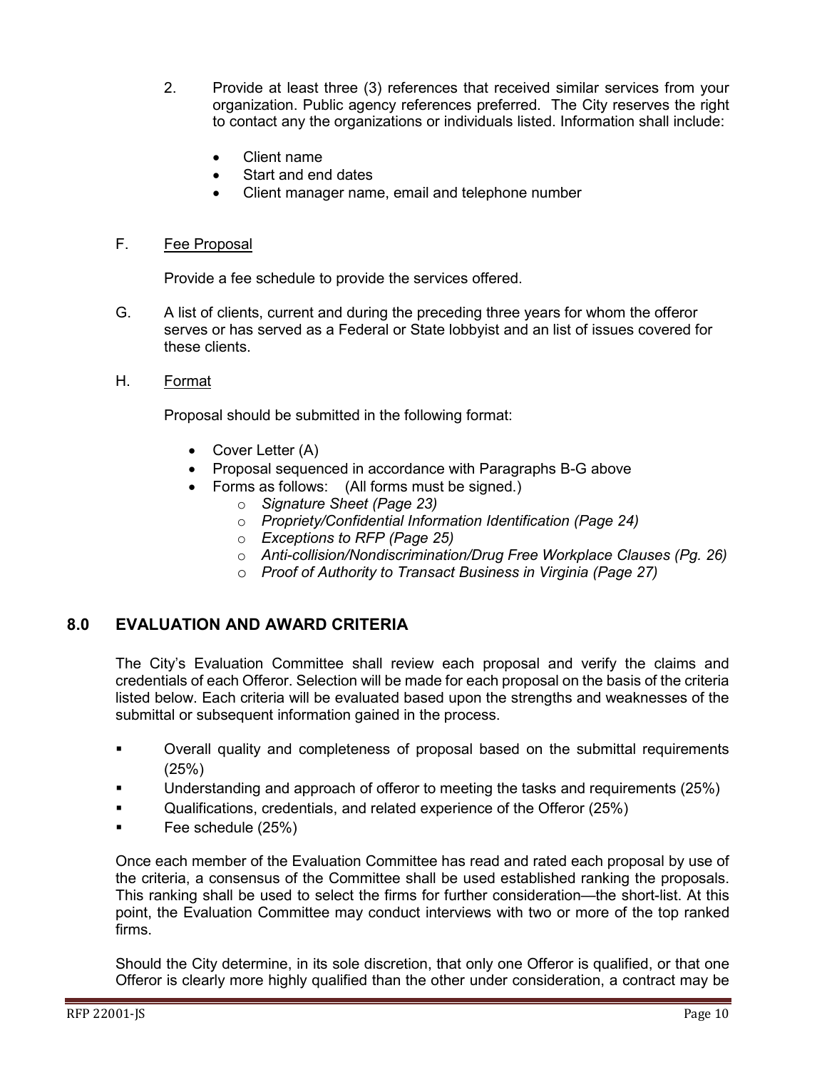2. Provide at least three (3) references that received similar services from your organization. Public agency references preferred. The City reserves the right to contact any the organizations or individuals listed. Information shall include:

   - Client name
   - Start and end dates
   - Client manager name, email and telephone number

F. <u>Fee Proposal</u>

   Provide a fee schedule to provide the services offered.

G. A list of clients, current and during the preceding three years for whom the offeror serves or has served as a Federal or State lobbyist and an list of issues covered for these clients.

H. <u>Format</u>

   Proposal should be submitted in the following format:

   - Cover Letter (A)
   - Proposal sequenced in accordance with Paragraphs B-G above
   - Forms as follows: (All forms must be signed.)
     - *Signature Sheet (Page 23)*
     - *Propriety/Confidential Information Identification (Page 24)*
     - *Exceptions to RFP (Page 25)*
     - *Anti-collision/Nondiscrimination/Drug Free Workplace Clauses (Pg. 26)*
     - *Proof of Authority to Transact Business in Virginia (Page 27)*

## 8.0 EVALUATION AND AWARD CRITERIA

The City's Evaluation Committee shall review each proposal and verify the claims and credentials of each Offeror. Selection will be made for each proposal on the basis of the criteria listed below. Each criteria will be evaluated based upon the strengths and weaknesses of the submittal or subsequent information gained in the process.

- Overall quality and completeness of proposal based on the submittal requirements (25%)
- Understanding and approach of offeror to meeting the tasks and requirements (25%)
- Qualifications, credentials, and related experience of the Offeror (25%)
- Fee schedule (25%)

Once each member of the Evaluation Committee has read and rated each proposal by use of the criteria, a consensus of the Committee shall be used established ranking the proposals. This ranking shall be used to select the firms for further consideration—the short-list. At this point, the Evaluation Committee may conduct interviews with two or more of the top ranked firms.

Should the City determine, in its sole discretion, that only one Offeror is qualified, or that one Offeror is clearly more highly qualified than the other under consideration, a contract may be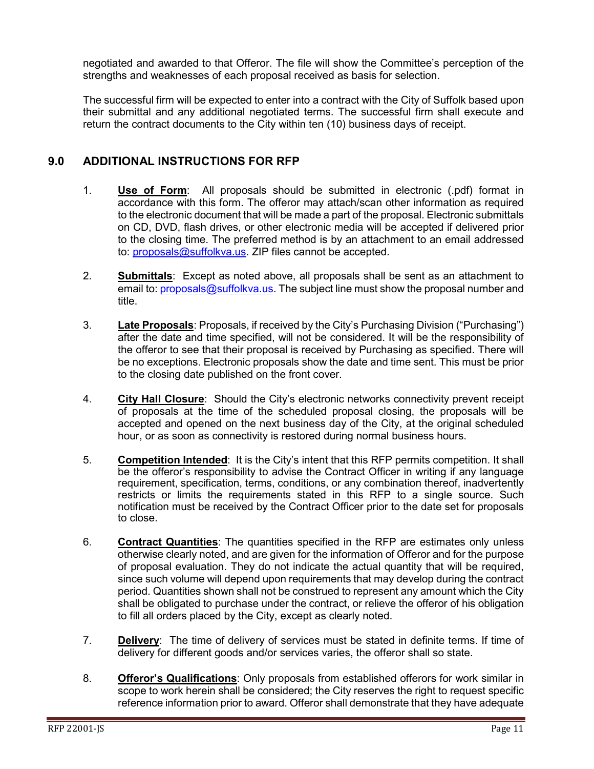negotiated and awarded to that Offeror. The file will show the Committee's perception of the strengths and weaknesses of each proposal received as basis for selection.

The successful firm will be expected to enter into a contract with the City of Suffolk based upon their submittal and any additional negotiated terms. The successful firm shall execute and return the contract documents to the City within ten (10) business days of receipt.

## 9.0 ADDITIONAL INSTRUCTIONS FOR RFP

1. **Use of Form**: All proposals should be submitted in electronic (.pdf) format in accordance with this form. The offeror may attach/scan other information as required to the electronic document that will be made a part of the proposal. Electronic submittals on CD, DVD, flash drives, or other electronic media will be accepted if delivered prior to the closing time. The preferred method is by an attachment to an email addressed to: proposals@suffolkva.us. ZIP files cannot be accepted.

2. **Submittals**: Except as noted above, all proposals shall be sent as an attachment to email to: proposals@suffolkva.us. The subject line must show the proposal number and title.

3. **Late Proposals**: Proposals, if received by the City's Purchasing Division ("Purchasing") after the date and time specified, will not be considered. It will be the responsibility of the offeror to see that their proposal is received by Purchasing as specified. There will be no exceptions. Electronic proposals show the date and time sent. This must be prior to the closing date published on the front cover.

4. **City Hall Closure**: Should the City's electronic networks connectivity prevent receipt of proposals at the time of the scheduled proposal closing, the proposals will be accepted and opened on the next business day of the City, at the original scheduled hour, or as soon as connectivity is restored during normal business hours.

5. **Competition Intended**: It is the City's intent that this RFP permits competition. It shall be the offeror's responsibility to advise the Contract Officer in writing if any language requirement, specification, terms, conditions, or any combination thereof, inadvertently restricts or limits the requirements stated in this RFP to a single source. Such notification must be received by the Contract Officer prior to the date set for proposals to close.

6. **Contract Quantities**: The quantities specified in the RFP are estimates only unless otherwise clearly noted, and are given for the information of Offeror and for the purpose of proposal evaluation. They do not indicate the actual quantity that will be required, since such volume will depend upon requirements that may develop during the contract period. Quantities shown shall not be construed to represent any amount which the City shall be obligated to purchase under the contract, or relieve the offeror of his obligation to fill all orders placed by the City, except as clearly noted.

7. **Delivery**: The time of delivery of services must be stated in definite terms. If time of delivery for different goods and/or services varies, the offeror shall so state.

8. **Offeror's Qualifications**: Only proposals from established offerors for work similar in scope to work herein shall be considered; the City reserves the right to request specific reference information prior to award. Offeror shall demonstrate that they have adequate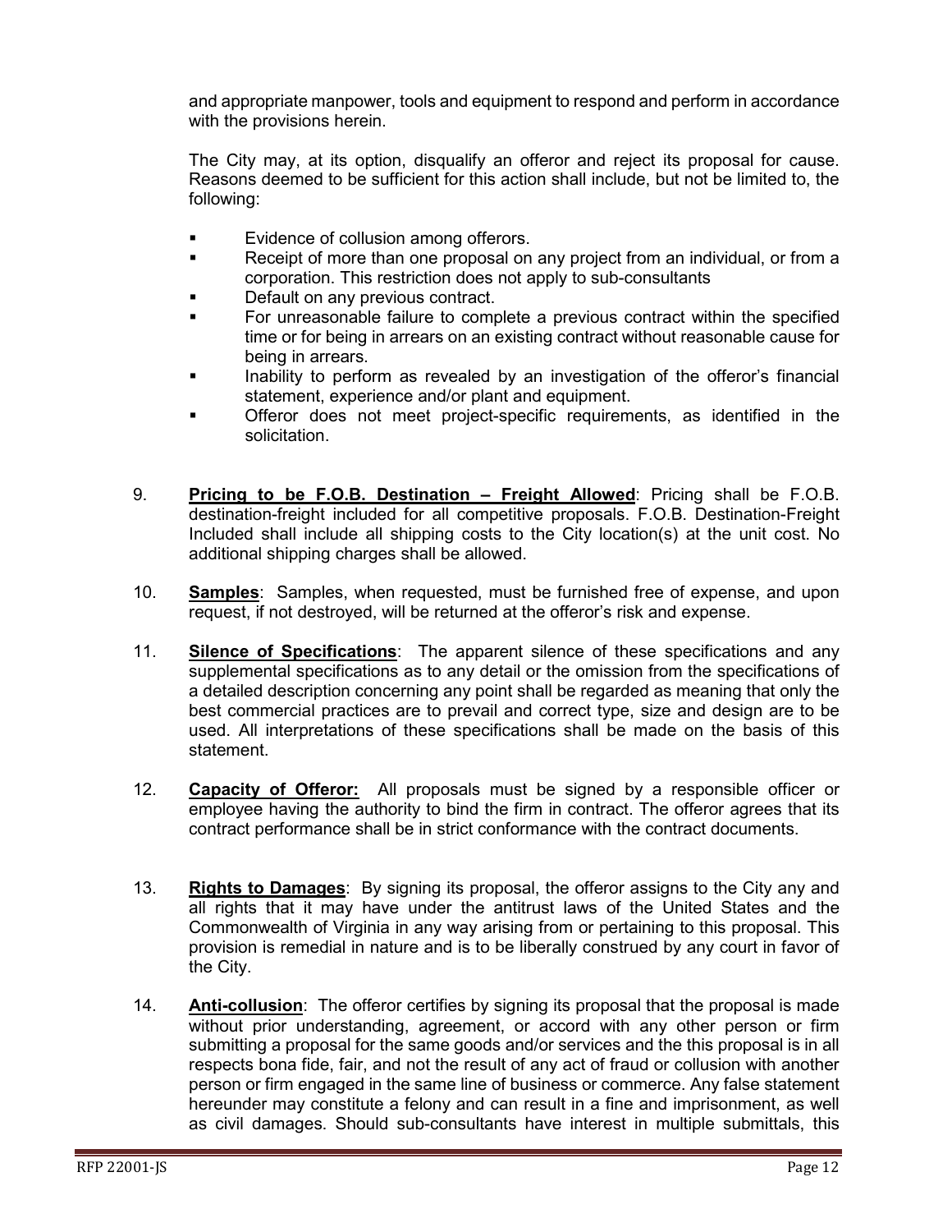and appropriate manpower, tools and equipment to respond and perform in accordance with the provisions herein.

The City may, at its option, disqualify an offeror and reject its proposal for cause. Reasons deemed to be sufficient for this action shall include, but not be limited to, the following:

- Evidence of collusion among offerors.
- Receipt of more than one proposal on any project from an individual, or from a corporation. This restriction does not apply to sub-consultants
- Default on any previous contract.
- For unreasonable failure to complete a previous contract within the specified time or for being in arrears on an existing contract without reasonable cause for being in arrears.
- Inability to perform as revealed by an investigation of the offeror's financial statement, experience and/or plant and equipment.
- Offeror does not meet project-specific requirements, as identified in the solicitation.

9. **Pricing to be F.O.B. Destination – Freight Allowed**: Pricing shall be F.O.B. destination-freight included for all competitive proposals. F.O.B. Destination-Freight Included shall include all shipping costs to the City location(s) at the unit cost. No additional shipping charges shall be allowed.

10. **Samples**: Samples, when requested, must be furnished free of expense, and upon request, if not destroyed, will be returned at the offeror's risk and expense.

11. **Silence of Specifications**: The apparent silence of these specifications and any supplemental specifications as to any detail or the omission from the specifications of a detailed description concerning any point shall be regarded as meaning that only the best commercial practices are to prevail and correct type, size and design are to be used. All interpretations of these specifications shall be made on the basis of this statement.

12. **Capacity of Offeror:** All proposals must be signed by a responsible officer or employee having the authority to bind the firm in contract. The offeror agrees that its contract performance shall be in strict conformance with the contract documents.

13. **Rights to Damages**: By signing its proposal, the offeror assigns to the City any and all rights that it may have under the antitrust laws of the United States and the Commonwealth of Virginia in any way arising from or pertaining to this proposal. This provision is remedial in nature and is to be liberally construed by any court in favor of the City.

14. **Anti-collusion**: The offeror certifies by signing its proposal that the proposal is made without prior understanding, agreement, or accord with any other person or firm submitting a proposal for the same goods and/or services and the this proposal is in all respects bona fide, fair, and not the result of any act of fraud or collusion with another person or firm engaged in the same line of business or commerce. Any false statement hereunder may constitute a felony and can result in a fine and imprisonment, as well as civil damages. Should sub-consultants have interest in multiple submittals, this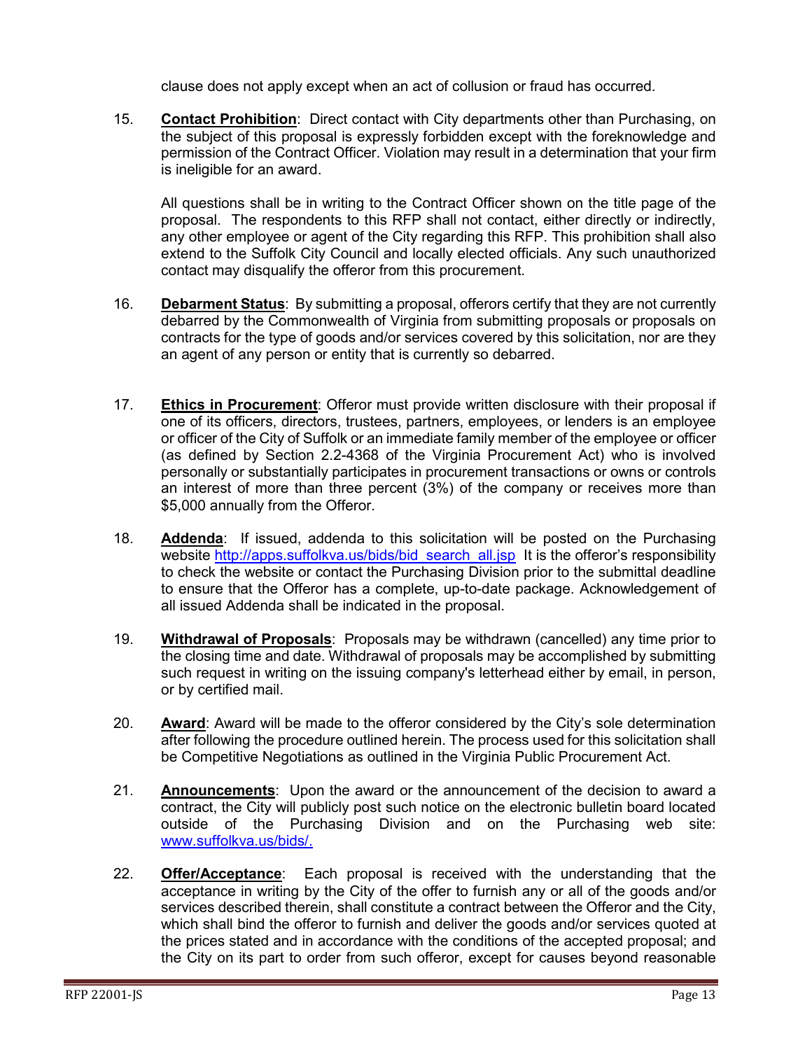clause does not apply except when an act of collusion or fraud has occurred.

15. **Contact Prohibition**: Direct contact with City departments other than Purchasing, on the subject of this proposal is expressly forbidden except with the foreknowledge and permission of the Contract Officer. Violation may result in a determination that your firm is ineligible for an award.

    All questions shall be in writing to the Contract Officer shown on the title page of the proposal. The respondents to this RFP shall not contact, either directly or indirectly, any other employee or agent of the City regarding this RFP. This prohibition shall also extend to the Suffolk City Council and locally elected officials. Any such unauthorized contact may disqualify the offeror from this procurement.

16. **Debarment Status**: By submitting a proposal, offerors certify that they are not currently debarred by the Commonwealth of Virginia from submitting proposals or proposals on contracts for the type of goods and/or services covered by this solicitation, nor are they an agent of any person or entity that is currently so debarred.

17. **Ethics in Procurement**: Offeror must provide written disclosure with their proposal if one of its officers, directors, trustees, partners, employees, or lenders is an employee or officer of the City of Suffolk or an immediate family member of the employee or officer (as defined by Section 2.2-4368 of the Virginia Procurement Act) who is involved personally or substantially participates in procurement transactions or owns or controls an interest of more than three percent (3%) of the company or receives more than $5,000 annually from the Offeror.

18. **Addenda**: If issued, addenda to this solicitation will be posted on the Purchasing website http://apps.suffolkva.us/bids/bid_search_all.jsp It is the offeror's responsibility to check the website or contact the Purchasing Division prior to the submittal deadline to ensure that the Offeror has a complete, up-to-date package. Acknowledgement of all issued Addenda shall be indicated in the proposal.

19. **Withdrawal of Proposals**: Proposals may be withdrawn (cancelled) any time prior to the closing time and date. Withdrawal of proposals may be accomplished by submitting such request in writing on the issuing company's letterhead either by email, in person, or by certified mail.

20. **Award**: Award will be made to the offeror considered by the City's sole determination after following the procedure outlined herein. The process used for this solicitation shall be Competitive Negotiations as outlined in the Virginia Public Procurement Act.

21. **Announcements**: Upon the award or the announcement of the decision to award a contract, the City will publicly post such notice on the electronic bulletin board located outside of the Purchasing Division and on the Purchasing web site: www.suffolkva.us/bids/.

22. **Offer/Acceptance**: Each proposal is received with the understanding that the acceptance in writing by the City of the offer to furnish any or all of the goods and/or services described therein, shall constitute a contract between the Offeror and the City, which shall bind the offeror to furnish and deliver the goods and/or services quoted at the prices stated and in accordance with the conditions of the accepted proposal; and the City on its part to order from such offeror, except for causes beyond reasonable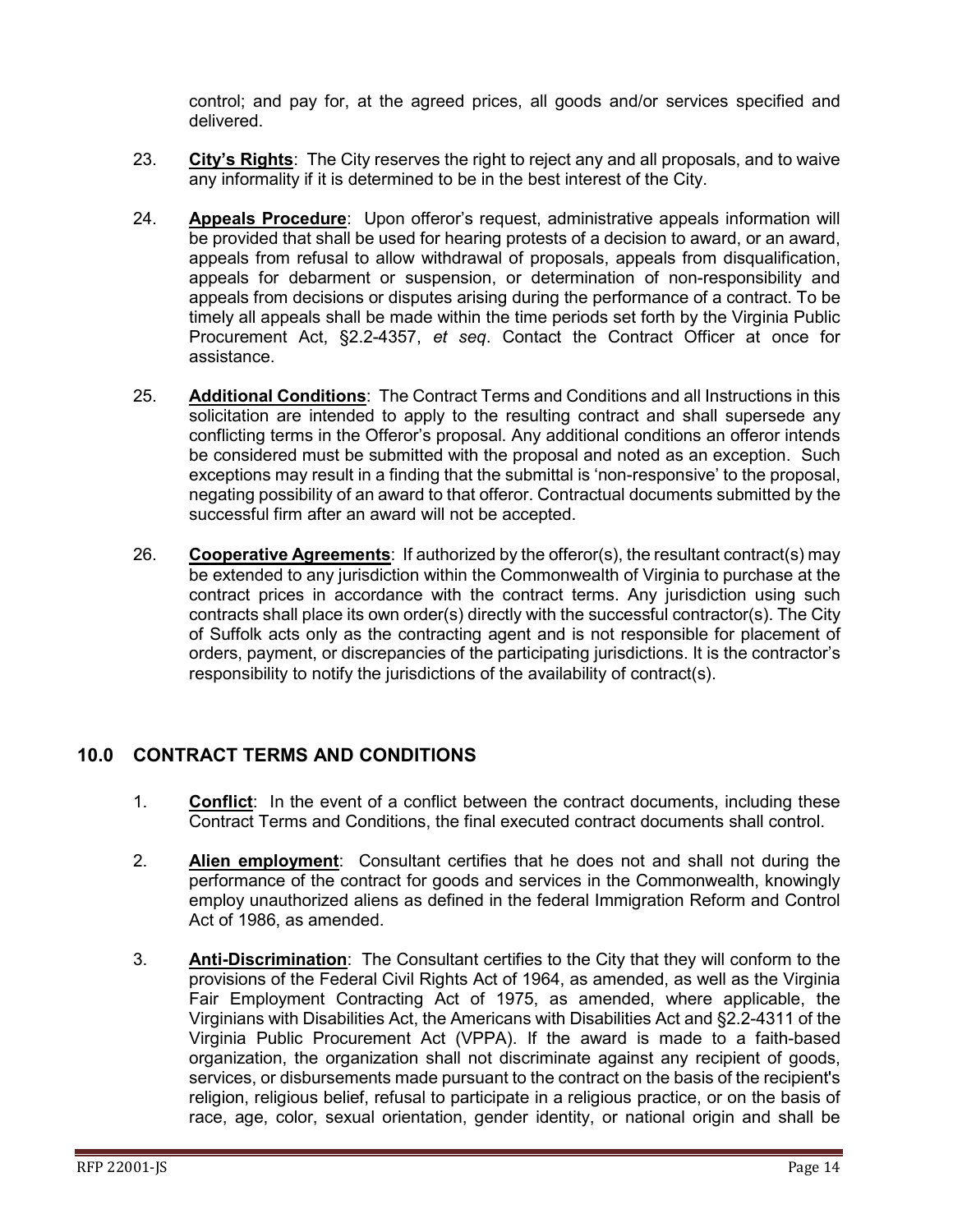control; and pay for, at the agreed prices, all goods and/or services specified and delivered.

23. **City's Rights**: The City reserves the right to reject any and all proposals, and to waive any informality if it is determined to be in the best interest of the City.

24. **Appeals Procedure**: Upon offeror's request, administrative appeals information will be provided that shall be used for hearing protests of a decision to award, or an award, appeals from refusal to allow withdrawal of proposals, appeals from disqualification, appeals for debarment or suspension, or determination of non-responsibility and appeals from decisions or disputes arising during the performance of a contract. To be timely all appeals shall be made within the time periods set forth by the Virginia Public Procurement Act, §2.2-4357, *et seq*. Contact the Contract Officer at once for assistance.

25. **Additional Conditions**: The Contract Terms and Conditions and all Instructions in this solicitation are intended to apply to the resulting contract and shall supersede any conflicting terms in the Offeror's proposal. Any additional conditions an offeror intends be considered must be submitted with the proposal and noted as an exception. Such exceptions may result in a finding that the submittal is 'non-responsive' to the proposal, negating possibility of an award to that offeror. Contractual documents submitted by the successful firm after an award will not be accepted.

26. **Cooperative Agreements**: If authorized by the offeror(s), the resultant contract(s) may be extended to any jurisdiction within the Commonwealth of Virginia to purchase at the contract prices in accordance with the contract terms. Any jurisdiction using such contracts shall place its own order(s) directly with the successful contractor(s). The City of Suffolk acts only as the contracting agent and is not responsible for placement of orders, payment, or discrepancies of the participating jurisdictions. It is the contractor's responsibility to notify the jurisdictions of the availability of contract(s).

## 10.0 CONTRACT TERMS AND CONDITIONS

1. **Conflict**: In the event of a conflict between the contract documents, including these Contract Terms and Conditions, the final executed contract documents shall control.

2. **Alien employment**: Consultant certifies that he does not and shall not during the performance of the contract for goods and services in the Commonwealth, knowingly employ unauthorized aliens as defined in the federal Immigration Reform and Control Act of 1986, as amended.

3. **Anti-Discrimination**: The Consultant certifies to the City that they will conform to the provisions of the Federal Civil Rights Act of 1964, as amended, as well as the Virginia Fair Employment Contracting Act of 1975, as amended, where applicable, the Virginians with Disabilities Act, the Americans with Disabilities Act and §2.2-4311 of the Virginia Public Procurement Act (VPPA). If the award is made to a faith-based organization, the organization shall not discriminate against any recipient of goods, services, or disbursements made pursuant to the contract on the basis of the recipient's religion, religious belief, refusal to participate in a religious practice, or on the basis of race, age, color, sexual orientation, gender identity, or national origin and shall be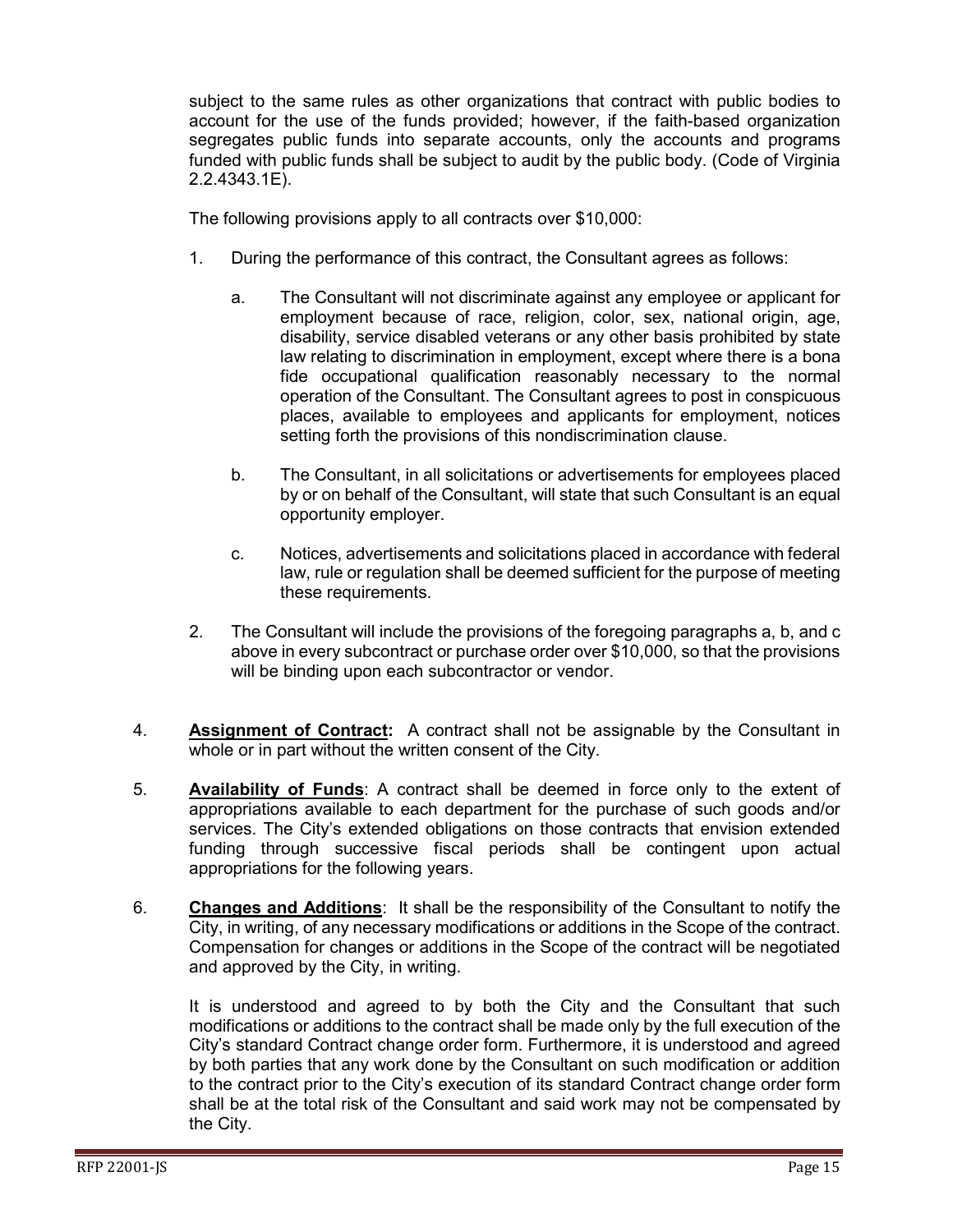subject to the same rules as other organizations that contract with public bodies to account for the use of the funds provided; however, if the faith-based organization segregates public funds into separate accounts, only the accounts and programs funded with public funds shall be subject to audit by the public body. (Code of Virginia 2.2.4343.1E).

The following provisions apply to all contracts over $10,000:

1. During the performance of this contract, the Consultant agrees as follows:

   a. The Consultant will not discriminate against any employee or applicant for employment because of race, religion, color, sex, national origin, age, disability, service disabled veterans or any other basis prohibited by state law relating to discrimination in employment, except where there is a bona fide occupational qualification reasonably necessary to the normal operation of the Consultant. The Consultant agrees to post in conspicuous places, available to employees and applicants for employment, notices setting forth the provisions of this nondiscrimination clause.

   b. The Consultant, in all solicitations or advertisements for employees placed by or on behalf of the Consultant, will state that such Consultant is an equal opportunity employer.

   c. Notices, advertisements and solicitations placed in accordance with federal law, rule or regulation shall be deemed sufficient for the purpose of meeting these requirements.

2. The Consultant will include the provisions of the foregoing paragraphs a, b, and c above in every subcontract or purchase order over $10,000, so that the provisions will be binding upon each subcontractor or vendor.

4. **Assignment of Contract:** A contract shall not be assignable by the Consultant in whole or in part without the written consent of the City.

5. **Availability of Funds**: A contract shall be deemed in force only to the extent of appropriations available to each department for the purchase of such goods and/or services. The City's extended obligations on those contracts that envision extended funding through successive fiscal periods shall be contingent upon actual appropriations for the following years.

6. **Changes and Additions**: It shall be the responsibility of the Consultant to notify the City, in writing, of any necessary modifications or additions in the Scope of the contract. Compensation for changes or additions in the Scope of the contract will be negotiated and approved by the City, in writing.

   It is understood and agreed to by both the City and the Consultant that such modifications or additions to the contract shall be made only by the full execution of the City's standard Contract change order form. Furthermore, it is understood and agreed by both parties that any work done by the Consultant on such modification or addition to the contract prior to the City's execution of its standard Contract change order form shall be at the total risk of the Consultant and said work may not be compensated by the City.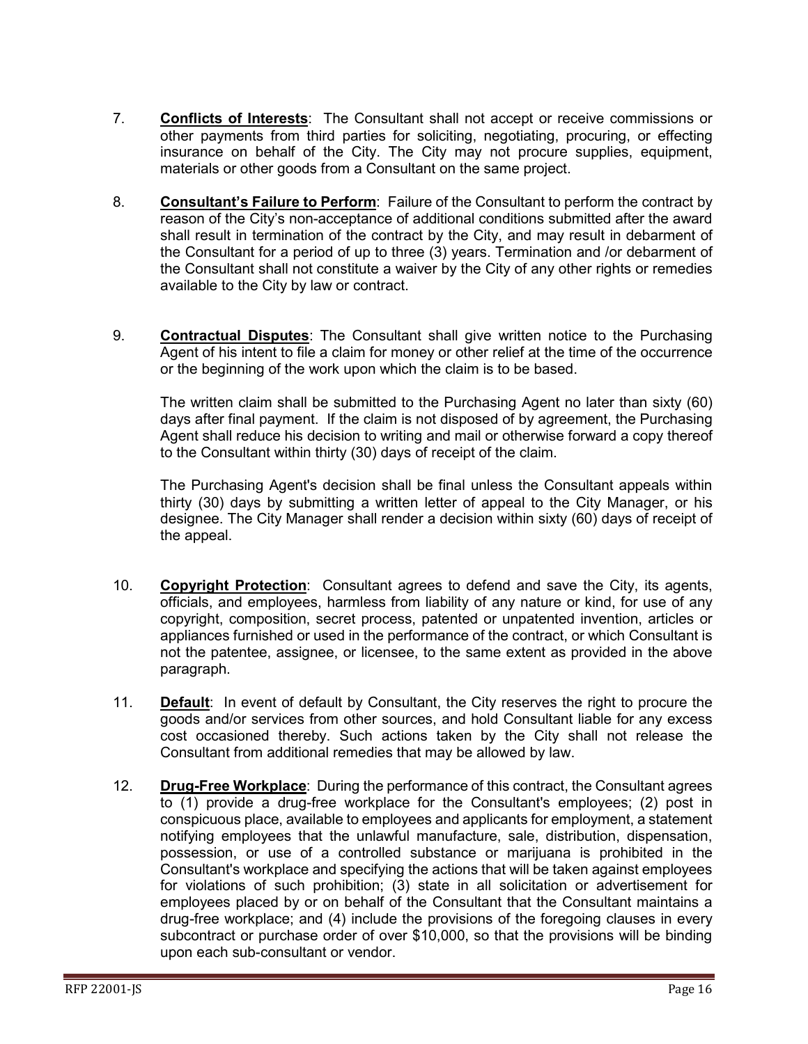7. **Conflicts of Interests**: The Consultant shall not accept or receive commissions or other payments from third parties for soliciting, negotiating, procuring, or effecting insurance on behalf of the City. The City may not procure supplies, equipment, materials or other goods from a Consultant on the same project.

8. **Consultant's Failure to Perform**: Failure of the Consultant to perform the contract by reason of the City's non-acceptance of additional conditions submitted after the award shall result in termination of the contract by the City, and may result in debarment of the Consultant for a period of up to three (3) years. Termination and /or debarment of the Consultant shall not constitute a waiver by the City of any other rights or remedies available to the City by law or contract.

9. **Contractual Disputes**: The Consultant shall give written notice to the Purchasing Agent of his intent to file a claim for money or other relief at the time of the occurrence or the beginning of the work upon which the claim is to be based.

   The written claim shall be submitted to the Purchasing Agent no later than sixty (60) days after final payment. If the claim is not disposed of by agreement, the Purchasing Agent shall reduce his decision to writing and mail or otherwise forward a copy thereof to the Consultant within thirty (30) days of receipt of the claim.

   The Purchasing Agent's decision shall be final unless the Consultant appeals within thirty (30) days by submitting a written letter of appeal to the City Manager, or his designee. The City Manager shall render a decision within sixty (60) days of receipt of the appeal.

10. **Copyright Protection**: Consultant agrees to defend and save the City, its agents, officials, and employees, harmless from liability of any nature or kind, for use of any copyright, composition, secret process, patented or unpatented invention, articles or appliances furnished or used in the performance of the contract, or which Consultant is not the patentee, assignee, or licensee, to the same extent as provided in the above paragraph.

11. **Default**: In event of default by Consultant, the City reserves the right to procure the goods and/or services from other sources, and hold Consultant liable for any excess cost occasioned thereby. Such actions taken by the City shall not release the Consultant from additional remedies that may be allowed by law.

12. **Drug-Free Workplace**: During the performance of this contract, the Consultant agrees to (1) provide a drug-free workplace for the Consultant's employees; (2) post in conspicuous place, available to employees and applicants for employment, a statement notifying employees that the unlawful manufacture, sale, distribution, dispensation, possession, or use of a controlled substance or marijuana is prohibited in the Consultant's workplace and specifying the actions that will be taken against employees for violations of such prohibition; (3) state in all solicitation or advertisement for employees placed by or on behalf of the Consultant that the Consultant maintains a drug-free workplace; and (4) include the provisions of the foregoing clauses in every subcontract or purchase order of over $10,000, so that the provisions will be binding upon each sub-consultant or vendor.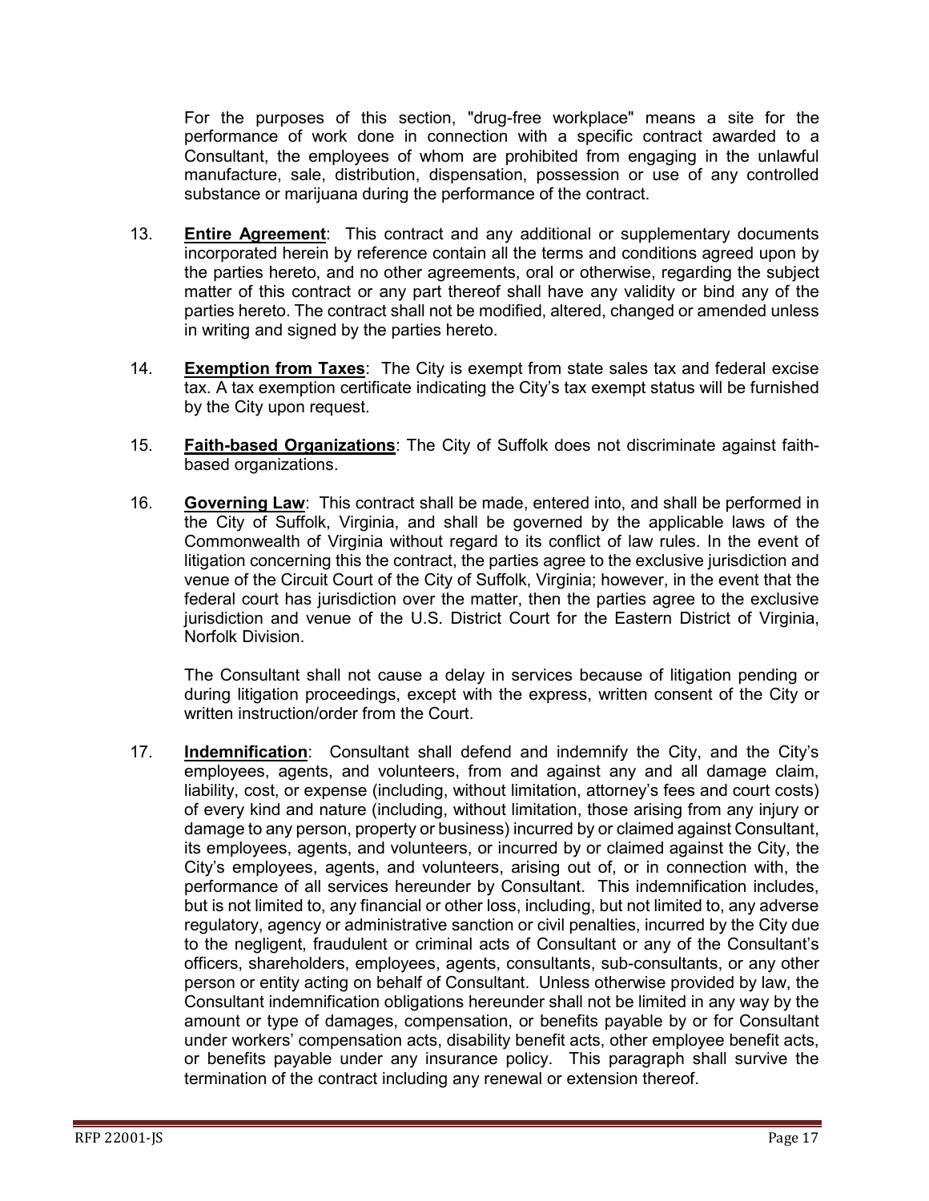For the purposes of this section, "drug-free workplace" means a site for the performance of work done in connection with a specific contract awarded to a Consultant, the employees of whom are prohibited from engaging in the unlawful manufacture, sale, distribution, dispensation, possession or use of any controlled substance or marijuana during the performance of the contract.

13. **Entire Agreement**: This contract and any additional or supplementary documents incorporated herein by reference contain all the terms and conditions agreed upon by the parties hereto, and no other agreements, oral or otherwise, regarding the subject matter of this contract or any part thereof shall have any validity or bind any of the parties hereto. The contract shall not be modified, altered, changed or amended unless in writing and signed by the parties hereto.

14. **Exemption from Taxes**: The City is exempt from state sales tax and federal excise tax. A tax exemption certificate indicating the City's tax exempt status will be furnished by the City upon request.

15. **Faith-based Organizations**: The City of Suffolk does not discriminate against faith-based organizations.

16. **Governing Law**: This contract shall be made, entered into, and shall be performed in the City of Suffolk, Virginia, and shall be governed by the applicable laws of the Commonwealth of Virginia without regard to its conflict of law rules. In the event of litigation concerning this the contract, the parties agree to the exclusive jurisdiction and venue of the Circuit Court of the City of Suffolk, Virginia; however, in the event that the federal court has jurisdiction over the matter, then the parties agree to the exclusive jurisdiction and venue of the U.S. District Court for the Eastern District of Virginia, Norfolk Division.

    The Consultant shall not cause a delay in services because of litigation pending or during litigation proceedings, except with the express, written consent of the City or written instruction/order from the Court.

17. **Indemnification**: Consultant shall defend and indemnify the City, and the City's employees, agents, and volunteers, from and against any and all damage claim, liability, cost, or expense (including, without limitation, attorney's fees and court costs) of every kind and nature (including, without limitation, those arising from any injury or damage to any person, property or business) incurred by or claimed against Consultant, its employees, agents, and volunteers, or incurred by or claimed against the City, the City's employees, agents, and volunteers, arising out of, or in connection with, the performance of all services hereunder by Consultant. This indemnification includes, but is not limited to, any financial or other loss, including, but not limited to, any adverse regulatory, agency or administrative sanction or civil penalties, incurred by the City due to the negligent, fraudulent or criminal acts of Consultant or any of the Consultant's officers, shareholders, employees, agents, consultants, sub-consultants, or any other person or entity acting on behalf of Consultant. Unless otherwise provided by law, the Consultant indemnification obligations hereunder shall not be limited in any way by the amount or type of damages, compensation, or benefits payable by or for Consultant under workers' compensation acts, disability benefit acts, other employee benefit acts, or benefits payable under any insurance policy. This paragraph shall survive the termination of the contract including any renewal or extension thereof.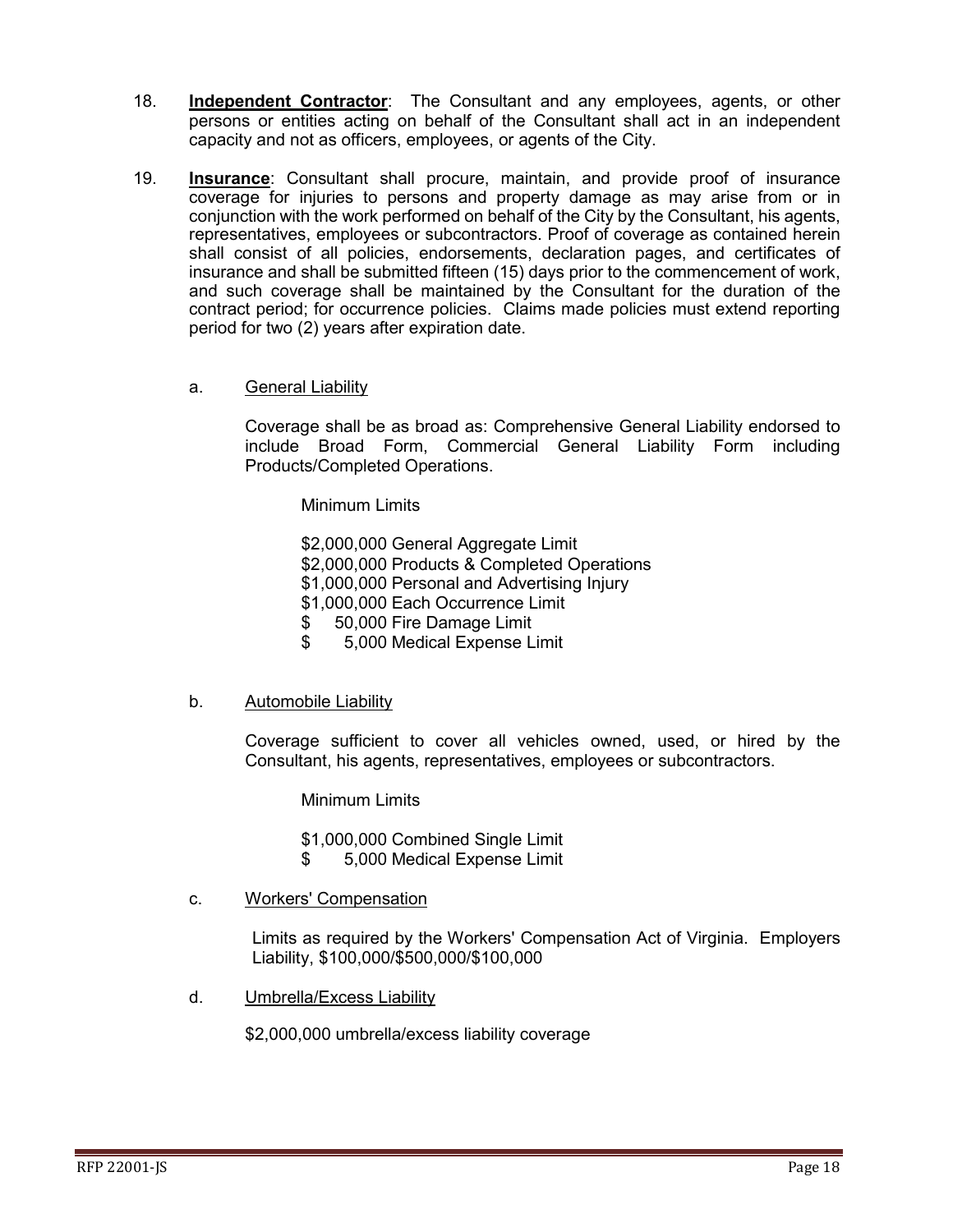18. **Independent Contractor**: The Consultant and any employees, agents, or other persons or entities acting on behalf of the Consultant shall act in an independent capacity and not as officers, employees, or agents of the City.

19. **Insurance**: Consultant shall procure, maintain, and provide proof of insurance coverage for injuries to persons and property damage as may arise from or in conjunction with the work performed on behalf of the City by the Consultant, his agents, representatives, employees or subcontractors. Proof of coverage as contained herein shall consist of all policies, endorsements, declaration pages, and certificates of insurance and shall be submitted fifteen (15) days prior to the commencement of work, and such coverage shall be maintained by the Consultant for the duration of the contract period; for occurrence policies. Claims made policies must extend reporting period for two (2) years after expiration date.

    a. General Liability

    Coverage shall be as broad as: Comprehensive General Liability endorsed to include Broad Form, Commercial General Liability Form including Products/Completed Operations.

    Minimum Limits

    $2,000,000 General Aggregate Limit
    $2,000,000 Products & Completed Operations
    $1,000,000 Personal and Advertising Injury
    $1,000,000 Each Occurrence Limit
    $ 50,000 Fire Damage Limit
    $ 5,000 Medical Expense Limit

    b. Automobile Liability

    Coverage sufficient to cover all vehicles owned, used, or hired by the Consultant, his agents, representatives, employees or subcontractors.

    Minimum Limits

    $1,000,000 Combined Single Limit
    $ 5,000 Medical Expense Limit

    c. Workers' Compensation

    Limits as required by the Workers' Compensation Act of Virginia. Employers Liability, $100,000/$500,000/$100,000

    d. Umbrella/Excess Liability

    $2,000,000 umbrella/excess liability coverage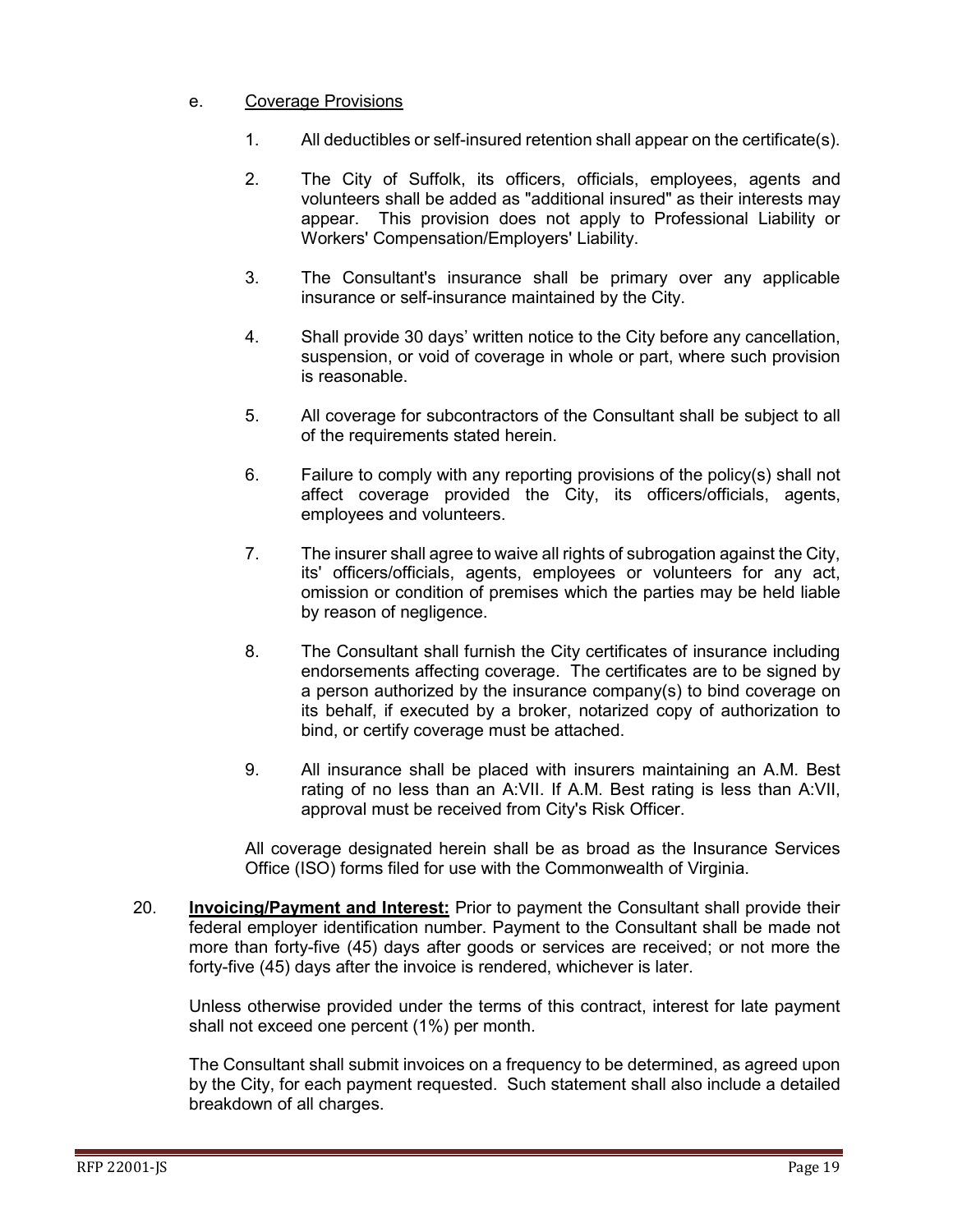e. <u>Coverage Provisions</u>

1. All deductibles or self-insured retention shall appear on the certificate(s).

2. The City of Suffolk, its officers, officials, employees, agents and volunteers shall be added as "additional insured" as their interests may appear. This provision does not apply to Professional Liability or Workers' Compensation/Employers' Liability.

3. The Consultant's insurance shall be primary over any applicable insurance or self-insurance maintained by the City.

4. Shall provide 30 days' written notice to the City before any cancellation, suspension, or void of coverage in whole or part, where such provision is reasonable.

5. All coverage for subcontractors of the Consultant shall be subject to all of the requirements stated herein.

6. Failure to comply with any reporting provisions of the policy(s) shall not affect coverage provided the City, its officers/officials, agents, employees and volunteers.

7. The insurer shall agree to waive all rights of subrogation against the City, its' officers/officials, agents, employees or volunteers for any act, omission or condition of premises which the parties may be held liable by reason of negligence.

8. The Consultant shall furnish the City certificates of insurance including endorsements affecting coverage. The certificates are to be signed by a person authorized by the insurance company(s) to bind coverage on its behalf, if executed by a broker, notarized copy of authorization to bind, or certify coverage must be attached.

9. All insurance shall be placed with insurers maintaining an A.M. Best rating of no less than an A:VII. If A.M. Best rating is less than A:VII, approval must be received from City's Risk Officer.

All coverage designated herein shall be as broad as the Insurance Services Office (ISO) forms filed for use with the Commonwealth of Virginia.

20. **<u>Invoicing/Payment and Interest:</u>** Prior to payment the Consultant shall provide their federal employer identification number. Payment to the Consultant shall be made not more than forty-five (45) days after goods or services are received; or not more the forty-five (45) days after the invoice is rendered, whichever is later.

Unless otherwise provided under the terms of this contract, interest for late payment shall not exceed one percent (1%) per month.

The Consultant shall submit invoices on a frequency to be determined, as agreed upon by the City, for each payment requested. Such statement shall also include a detailed breakdown of all charges.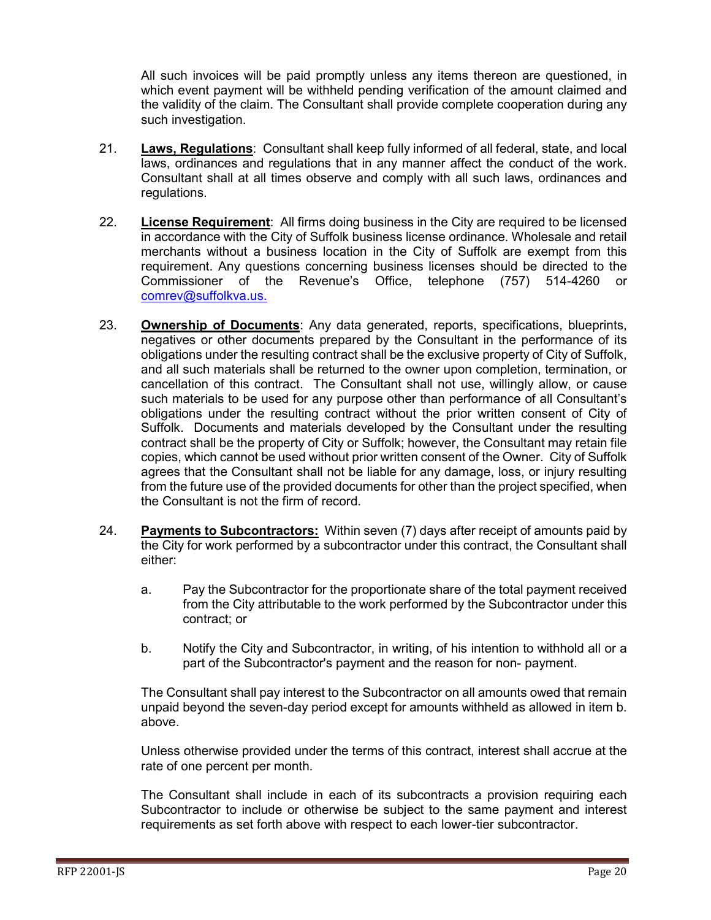All such invoices will be paid promptly unless any items thereon are questioned, in which event payment will be withheld pending verification of the amount claimed and the validity of the claim. The Consultant shall provide complete cooperation during any such investigation.

21. **Laws, Regulations**: Consultant shall keep fully informed of all federal, state, and local laws, ordinances and regulations that in any manner affect the conduct of the work. Consultant shall at all times observe and comply with all such laws, ordinances and regulations.

22. **License Requirement**: All firms doing business in the City are required to be licensed in accordance with the City of Suffolk business license ordinance. Wholesale and retail merchants without a business location in the City of Suffolk are exempt from this requirement. Any questions concerning business licenses should be directed to the Commissioner of the Revenue's Office, telephone (757) 514-4260 or comrev@suffolkva.us.

23. **Ownership of Documents**: Any data generated, reports, specifications, blueprints, negatives or other documents prepared by the Consultant in the performance of its obligations under the resulting contract shall be the exclusive property of City of Suffolk, and all such materials shall be returned to the owner upon completion, termination, or cancellation of this contract. The Consultant shall not use, willingly allow, or cause such materials to be used for any purpose other than performance of all Consultant's obligations under the resulting contract without the prior written consent of City of Suffolk. Documents and materials developed by the Consultant under the resulting contract shall be the property of City or Suffolk; however, the Consultant may retain file copies, which cannot be used without prior written consent of the Owner. City of Suffolk agrees that the Consultant shall not be liable for any damage, loss, or injury resulting from the future use of the provided documents for other than the project specified, when the Consultant is not the firm of record.

24. **Payments to Subcontractors:** Within seven (7) days after receipt of amounts paid by the City for work performed by a subcontractor under this contract, the Consultant shall either:

    a. Pay the Subcontractor for the proportionate share of the total payment received from the City attributable to the work performed by the Subcontractor under this contract; or

    b. Notify the City and Subcontractor, in writing, of his intention to withhold all or a part of the Subcontractor's payment and the reason for non- payment.

    The Consultant shall pay interest to the Subcontractor on all amounts owed that remain unpaid beyond the seven-day period except for amounts withheld as allowed in item b. above.

    Unless otherwise provided under the terms of this contract, interest shall accrue at the rate of one percent per month.

    The Consultant shall include in each of its subcontracts a provision requiring each Subcontractor to include or otherwise be subject to the same payment and interest requirements as set forth above with respect to each lower-tier subcontractor.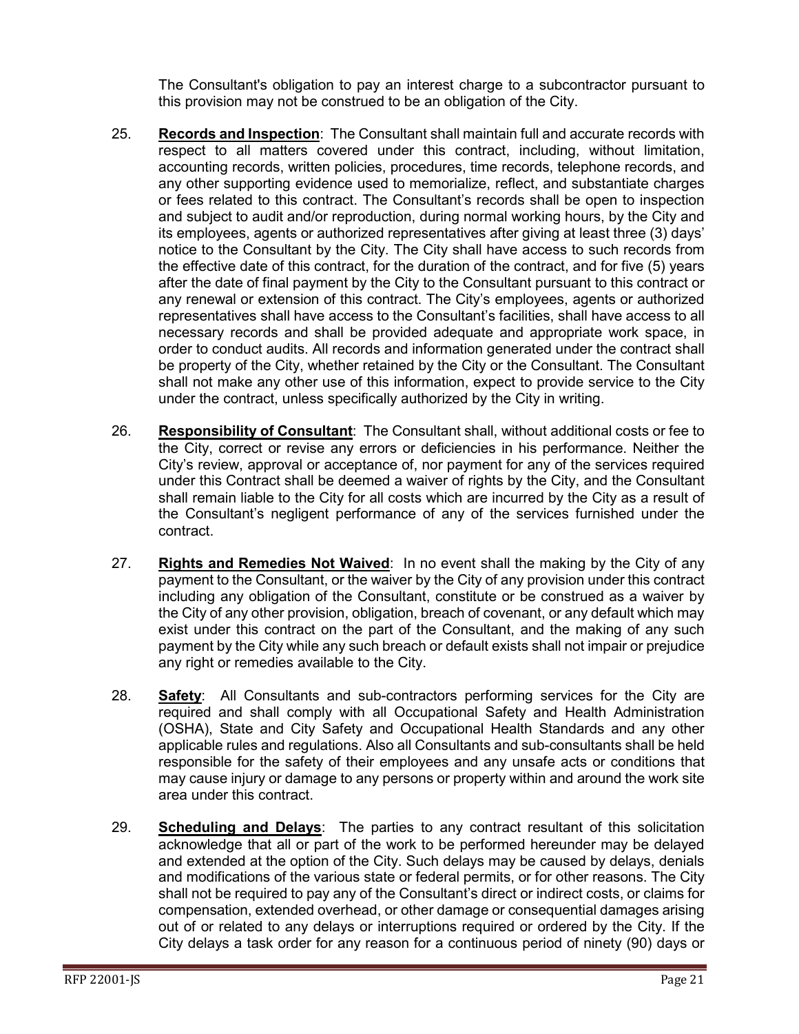The Consultant's obligation to pay an interest charge to a subcontractor pursuant to this provision may not be construed to be an obligation of the City.

25. **Records and Inspection**: The Consultant shall maintain full and accurate records with respect to all matters covered under this contract, including, without limitation, accounting records, written policies, procedures, time records, telephone records, and any other supporting evidence used to memorialize, reflect, and substantiate charges or fees related to this contract. The Consultant's records shall be open to inspection and subject to audit and/or reproduction, during normal working hours, by the City and its employees, agents or authorized representatives after giving at least three (3) days' notice to the Consultant by the City. The City shall have access to such records from the effective date of this contract, for the duration of the contract, and for five (5) years after the date of final payment by the City to the Consultant pursuant to this contract or any renewal or extension of this contract. The City's employees, agents or authorized representatives shall have access to the Consultant's facilities, shall have access to all necessary records and shall be provided adequate and appropriate work space, in order to conduct audits. All records and information generated under the contract shall be property of the City, whether retained by the City or the Consultant. The Consultant shall not make any other use of this information, expect to provide service to the City under the contract, unless specifically authorized by the City in writing.

26. **Responsibility of Consultant**: The Consultant shall, without additional costs or fee to the City, correct or revise any errors or deficiencies in his performance. Neither the City's review, approval or acceptance of, nor payment for any of the services required under this Contract shall be deemed a waiver of rights by the City, and the Consultant shall remain liable to the City for all costs which are incurred by the City as a result of the Consultant's negligent performance of any of the services furnished under the contract.

27. **Rights and Remedies Not Waived**: In no event shall the making by the City of any payment to the Consultant, or the waiver by the City of any provision under this contract including any obligation of the Consultant, constitute or be construed as a waiver by the City of any other provision, obligation, breach of covenant, or any default which may exist under this contract on the part of the Consultant, and the making of any such payment by the City while any such breach or default exists shall not impair or prejudice any right or remedies available to the City.

28. **Safety**: All Consultants and sub-contractors performing services for the City are required and shall comply with all Occupational Safety and Health Administration (OSHA), State and City Safety and Occupational Health Standards and any other applicable rules and regulations. Also all Consultants and sub-consultants shall be held responsible for the safety of their employees and any unsafe acts or conditions that may cause injury or damage to any persons or property within and around the work site area under this contract.

29. **Scheduling and Delays**: The parties to any contract resultant of this solicitation acknowledge that all or part of the work to be performed hereunder may be delayed and extended at the option of the City. Such delays may be caused by delays, denials and modifications of the various state or federal permits, or for other reasons. The City shall not be required to pay any of the Consultant's direct or indirect costs, or claims for compensation, extended overhead, or other damage or consequential damages arising out of or related to any delays or interruptions required or ordered by the City. If the City delays a task order for any reason for a continuous period of ninety (90) days or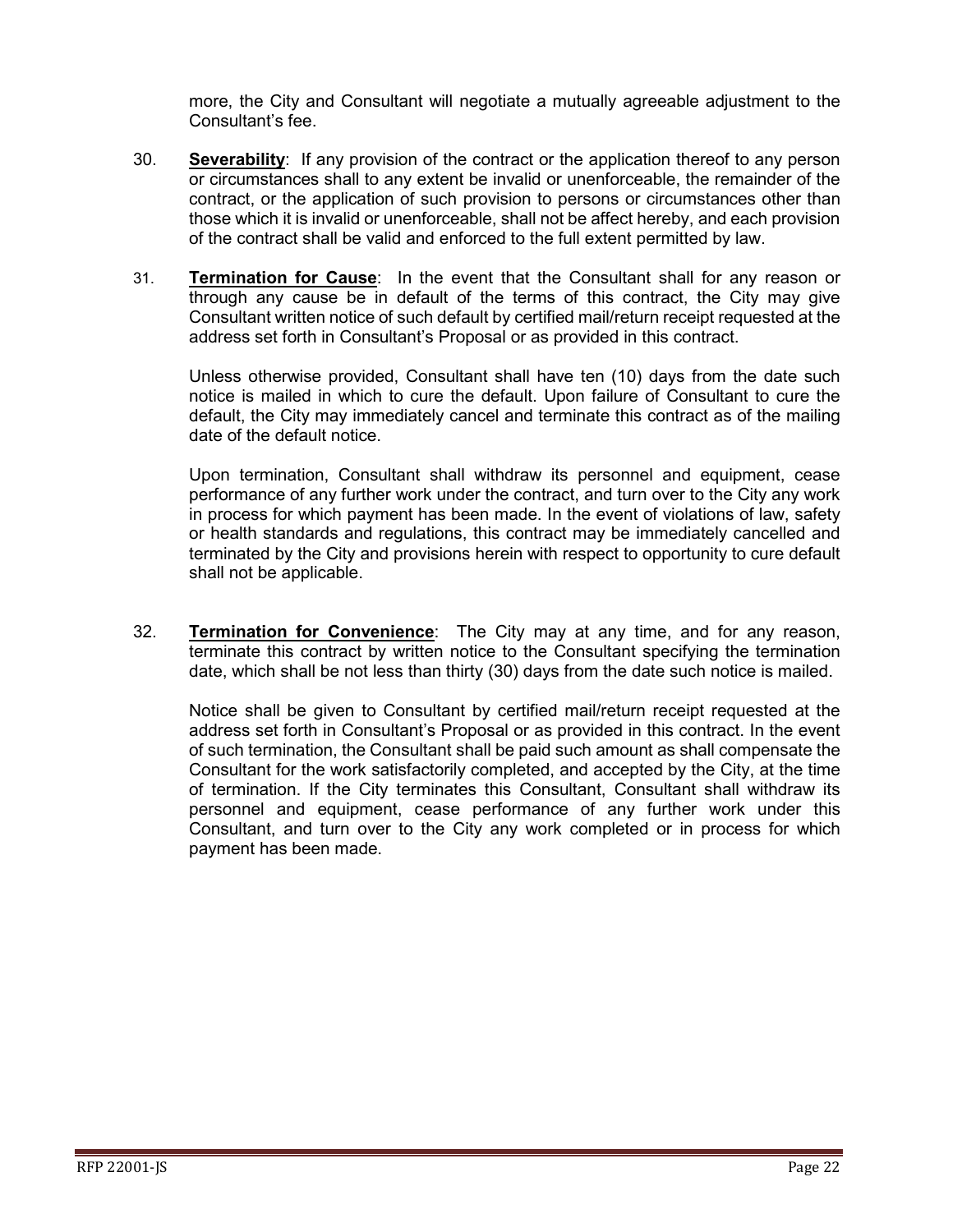more, the City and Consultant will negotiate a mutually agreeable adjustment to the Consultant's fee.

30. **Severability**: If any provision of the contract or the application thereof to any person or circumstances shall to any extent be invalid or unenforceable, the remainder of the contract, or the application of such provision to persons or circumstances other than those which it is invalid or unenforceable, shall not be affect hereby, and each provision of the contract shall be valid and enforced to the full extent permitted by law.

31. **Termination for Cause**: In the event that the Consultant shall for any reason or through any cause be in default of the terms of this contract, the City may give Consultant written notice of such default by certified mail/return receipt requested at the address set forth in Consultant's Proposal or as provided in this contract.

    Unless otherwise provided, Consultant shall have ten (10) days from the date such notice is mailed in which to cure the default. Upon failure of Consultant to cure the default, the City may immediately cancel and terminate this contract as of the mailing date of the default notice.

    Upon termination, Consultant shall withdraw its personnel and equipment, cease performance of any further work under the contract, and turn over to the City any work in process for which payment has been made. In the event of violations of law, safety or health standards and regulations, this contract may be immediately cancelled and terminated by the City and provisions herein with respect to opportunity to cure default shall not be applicable.

32. **Termination for Convenience**: The City may at any time, and for any reason, terminate this contract by written notice to the Consultant specifying the termination date, which shall be not less than thirty (30) days from the date such notice is mailed.

    Notice shall be given to Consultant by certified mail/return receipt requested at the address set forth in Consultant's Proposal or as provided in this contract. In the event of such termination, the Consultant shall be paid such amount as shall compensate the Consultant for the work satisfactorily completed, and accepted by the City, at the time of termination. If the City terminates this Consultant, Consultant shall withdraw its personnel and equipment, cease performance of any further work under this Consultant, and turn over to the City any work completed or in process for which payment has been made.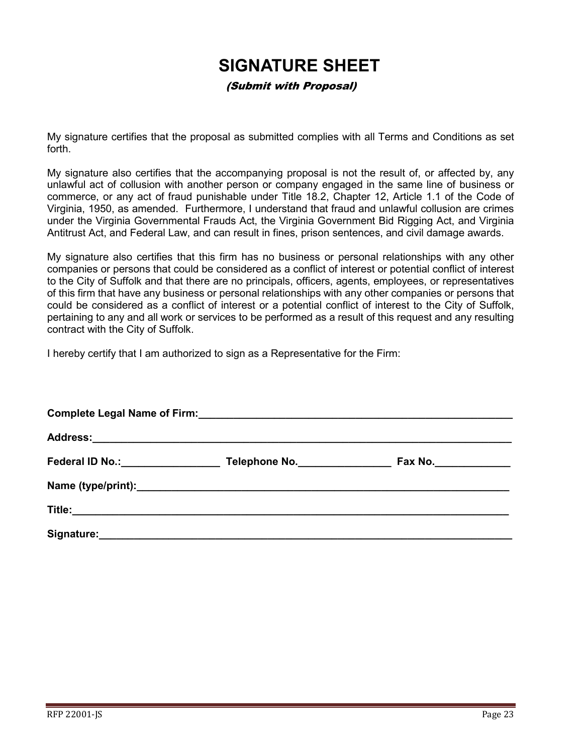# SIGNATURE SHEET

*(Submit with Proposal)*

My signature certifies that the proposal as submitted complies with all Terms and Conditions as set forth.

My signature also certifies that the accompanying proposal is not the result of, or affected by, any unlawful act of collusion with another person or company engaged in the same line of business or commerce, or any act of fraud punishable under Title 18.2, Chapter 12, Article 1.1 of the Code of Virginia, 1950, as amended. Furthermore, I understand that fraud and unlawful collusion are crimes under the Virginia Governmental Frauds Act, the Virginia Government Bid Rigging Act, and Virginia Antitrust Act, and Federal Law, and can result in fines, prison sentences, and civil damage awards.

My signature also certifies that this firm has no business or personal relationships with any other companies or persons that could be considered as a conflict of interest or potential conflict of interest to the City of Suffolk and that there are no principals, officers, agents, employees, or representatives of this firm that have any business or personal relationships with any other companies or persons that could be considered as a conflict of interest or a potential conflict of interest to the City of Suffolk, pertaining to any and all work or services to be performed as a result of this request and any resulting contract with the City of Suffolk.

I hereby certify that I am authorized to sign as a Representative for the Firm:

**Complete Legal Name of Firm:**_______________________________________________

**Address:**_______________________________________________________________

**Federal ID No.:**________________ **Telephone No.**_______________ **Fax No.**____________

**Name (type/print):**_____________________________________________________

**Title:**_________________________________________________________________

**Signature:**_____________________________________________________________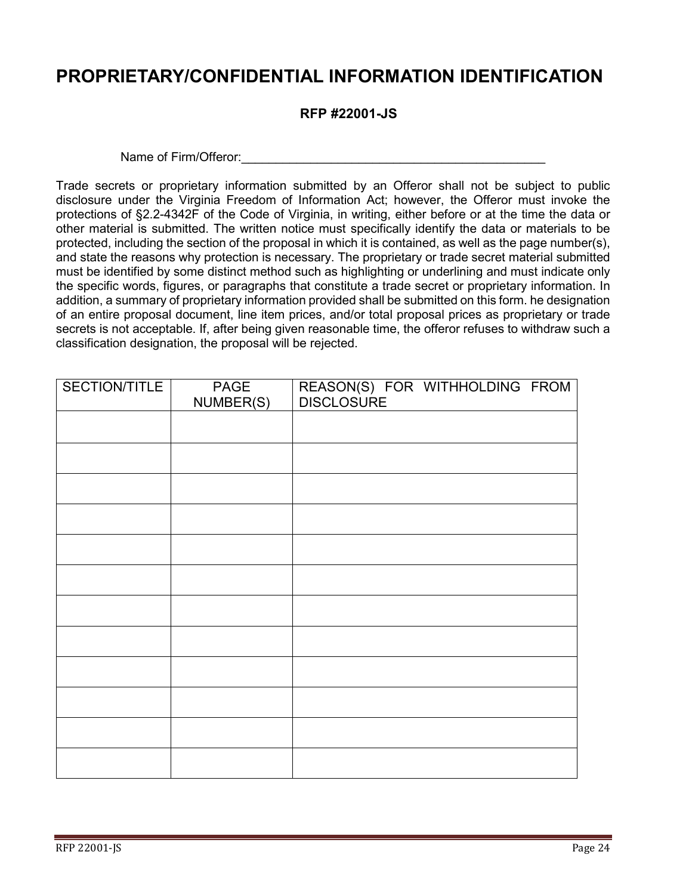# PROPRIETARY/CONFIDENTIAL INFORMATION IDENTIFICATION

**RFP #22001-JS**

Name of Firm/Offeror:_____________________________________________

Trade secrets or proprietary information submitted by an Offeror shall not be subject to public disclosure under the Virginia Freedom of Information Act; however, the Offeror must invoke the protections of §2.2-4342F of the Code of Virginia, in writing, either before or at the time the data or other material is submitted. The written notice must specifically identify the data or materials to be protected, including the section of the proposal in which it is contained, as well as the page number(s), and state the reasons why protection is necessary. The proprietary or trade secret material submitted must be identified by some distinct method such as highlighting or underlining and must indicate only the specific words, figures, or paragraphs that constitute a trade secret or proprietary information. In addition, a summary of proprietary information provided shall be submitted on this form. he designation of an entire proposal document, line item prices, and/or total proposal prices as proprietary or trade secrets is not acceptable. If, after being given reasonable time, the offeror refuses to withdraw such a classification designation, the proposal will be rejected.

| SECTION/TITLE | PAGE NUMBER(S) | REASON(S) FOR WITHHOLDING FROM DISCLOSURE |
|---|---|---|
| | | |
| | | |
| | | |
| | | |
| | | |
| | | |
| | | |
| | | |
| | | |
| | | |
| | | |
| | | |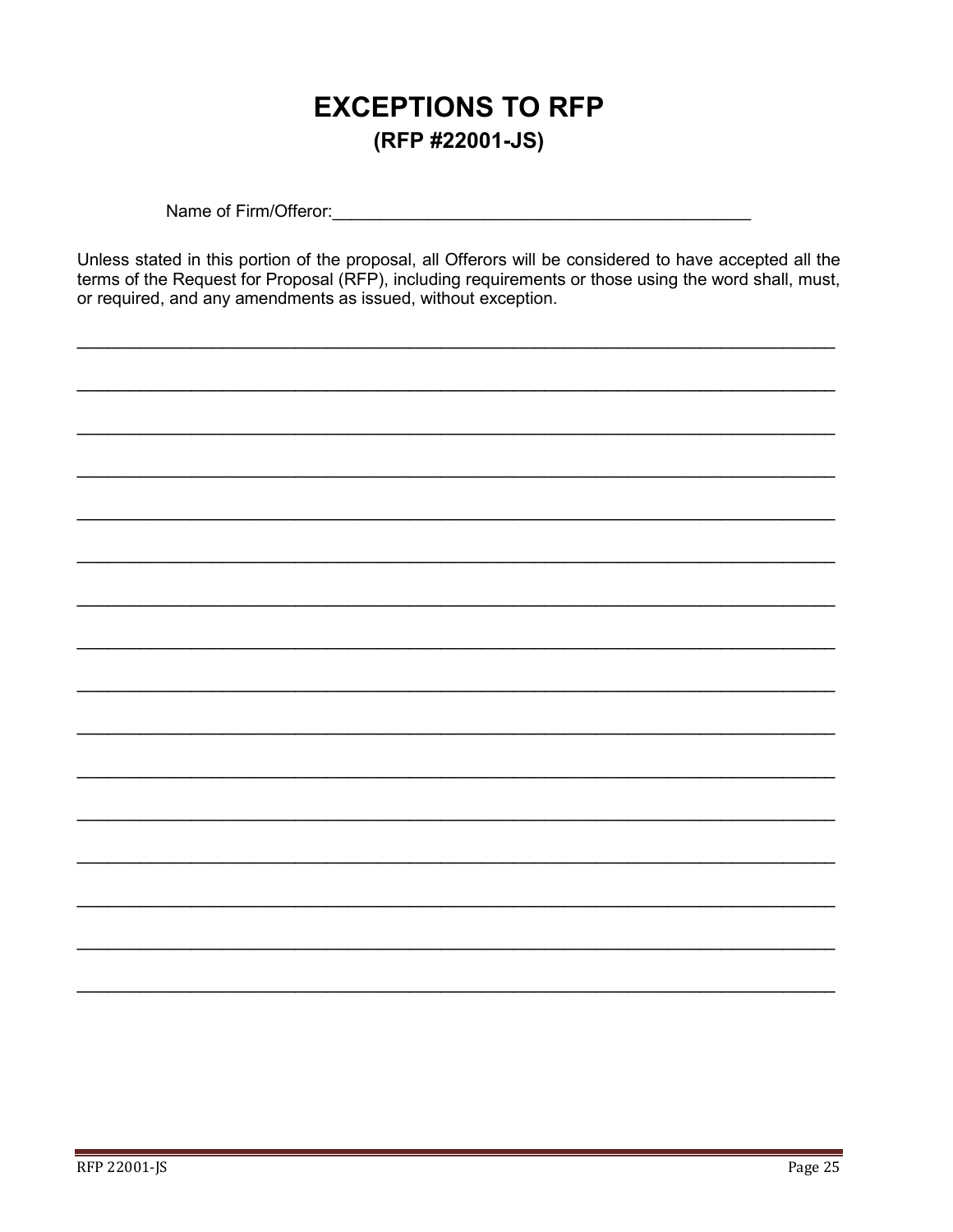# EXCEPTIONS TO RFP

## (RFP #22001-JS)

Name of Firm/Offeror:_____________________________________________

Unless stated in this portion of the proposal, all Offerors will be considered to have accepted all the terms of the Request for Proposal (RFP), including requirements or those using the word shall, must, or required, and any amendments as issued, without exception.

_______________________________________________________________________________

_______________________________________________________________________________

_______________________________________________________________________________

_______________________________________________________________________________

_______________________________________________________________________________

_______________________________________________________________________________

_______________________________________________________________________________

_______________________________________________________________________________

_______________________________________________________________________________

_______________________________________________________________________________

_______________________________________________________________________________

_______________________________________________________________________________

_______________________________________________________________________________

_______________________________________________________________________________

_______________________________________________________________________________

_______________________________________________________________________________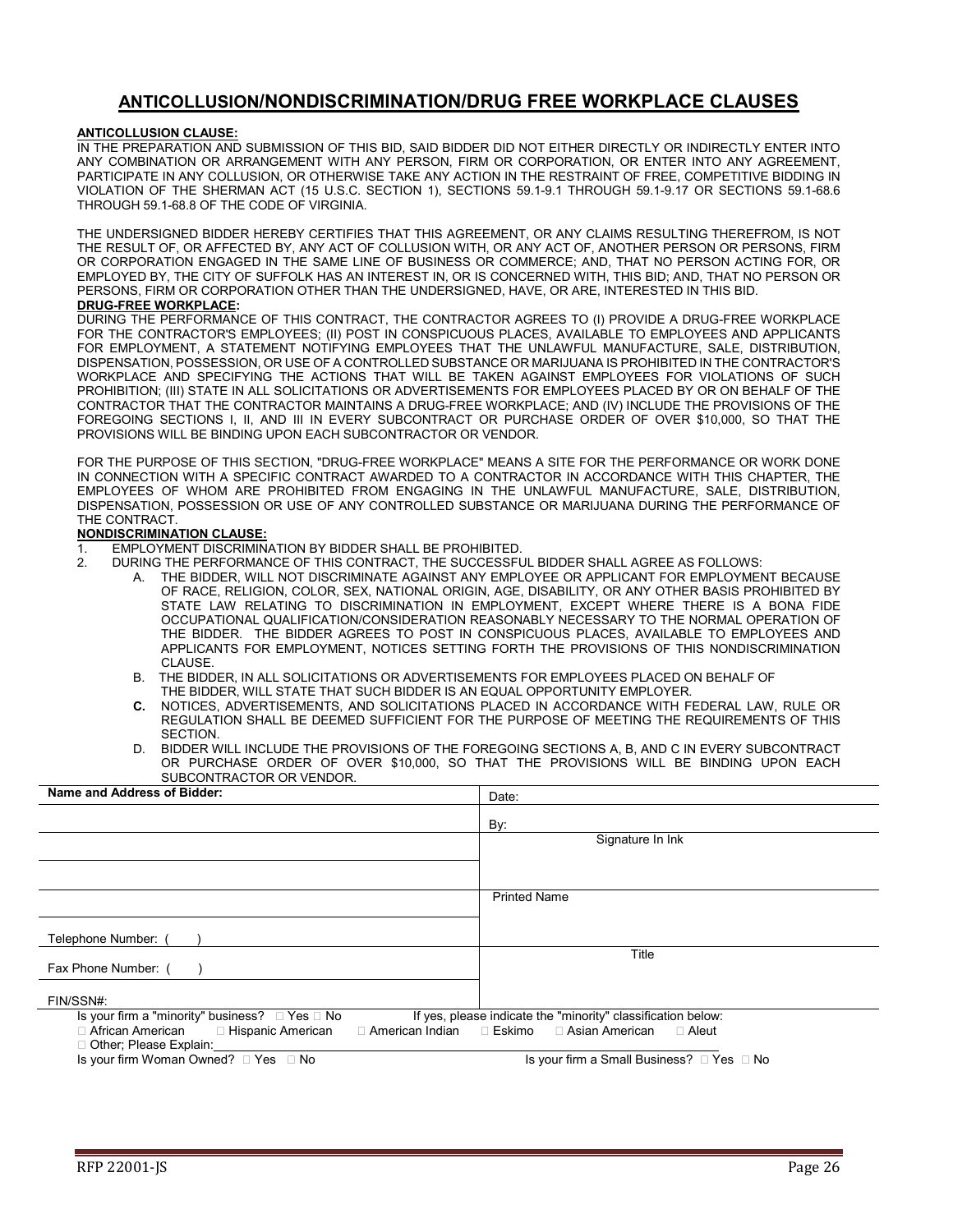# ANTICOLLUSION/NONDISCRIMINATION/DRUG FREE WORKPLACE CLAUSES

**ANTICOLLUSION CLAUSE:**

IN THE PREPARATION AND SUBMISSION OF THIS BID, SAID BIDDER DID NOT EITHER DIRECTLY OR INDIRECTLY ENTER INTO ANY COMBINATION OR ARRANGEMENT WITH ANY PERSON, FIRM OR CORPORATION, OR ENTER INTO ANY AGREEMENT, PARTICIPATE IN ANY COLLUSION, OR OTHERWISE TAKE ANY ACTION IN THE RESTRAINT OF FREE, COMPETITIVE BIDDING IN VIOLATION OF THE SHERMAN ACT (15 U.S.C. SECTION 1), SECTIONS 59.1-9.1 THROUGH 59.1-9.17 OR SECTIONS 59.1-68.6 THROUGH 59.1-68.8 OF THE CODE OF VIRGINIA.

THE UNDERSIGNED BIDDER HEREBY CERTIFIES THAT THIS AGREEMENT, OR ANY CLAIMS RESULTING THEREFROM, IS NOT THE RESULT OF, OR AFFECTED BY, ANY ACT OF COLLUSION WITH, OR ANY ACT OF, ANOTHER PERSON OR PERSONS, FIRM OR CORPORATION ENGAGED IN THE SAME LINE OF BUSINESS OR COMMERCE; AND, THAT NO PERSON ACTING FOR, OR EMPLOYED BY, THE CITY OF SUFFOLK HAS AN INTEREST IN, OR IS CONCERNED WITH, THIS BID; AND, THAT NO PERSON OR PERSONS, FIRM OR CORPORATION OTHER THAN THE UNDERSIGNED, HAVE, OR ARE, INTERESTED IN THIS BID.

**DRUG-FREE WORKPLACE:**

DURING THE PERFORMANCE OF THIS CONTRACT, THE CONTRACTOR AGREES TO (I) PROVIDE A DRUG-FREE WORKPLACE FOR THE CONTRACTOR'S EMPLOYEES; (II) POST IN CONSPICUOUS PLACES, AVAILABLE TO EMPLOYEES AND APPLICANTS FOR EMPLOYMENT, A STATEMENT NOTIFYING EMPLOYEES THAT THE UNLAWFUL MANUFACTURE, SALE, DISTRIBUTION, DISPENSATION, POSSESSION, OR USE OF A CONTROLLED SUBSTANCE OR MARIJUANA IS PROHIBITED IN THE CONTRACTOR'S WORKPLACE AND SPECIFYING THE ACTIONS THAT WILL BE TAKEN AGAINST EMPLOYEES FOR VIOLATIONS OF SUCH PROHIBITION; (III) STATE IN ALL SOLICITATIONS OR ADVERTISEMENTS FOR EMPLOYEES PLACED BY OR ON BEHALF OF THE CONTRACTOR THAT THE CONTRACTOR MAINTAINS A DRUG-FREE WORKPLACE; AND (IV) INCLUDE THE PROVISIONS OF THE FOREGOING SECTIONS I, II, AND III IN EVERY SUBCONTRACT OR PURCHASE ORDER OF OVER $10,000, SO THAT THE PROVISIONS WILL BE BINDING UPON EACH SUBCONTRACTOR OR VENDOR.

FOR THE PURPOSE OF THIS SECTION, "DRUG-FREE WORKPLACE" MEANS A SITE FOR THE PERFORMANCE OR WORK DONE IN CONNECTION WITH A SPECIFIC CONTRACT AWARDED TO A CONTRACTOR IN ACCORDANCE WITH THIS CHAPTER, THE EMPLOYEES OF WHOM ARE PROHIBITED FROM ENGAGING IN THE UNLAWFUL MANUFACTURE, SALE, DISTRIBUTION, DISPENSATION, POSSESSION OR USE OF ANY CONTROLLED SUBSTANCE OR MARIJUANA DURING THE PERFORMANCE OF THE CONTRACT.

**NONDISCRIMINATION CLAUSE:**

1. EMPLOYMENT DISCRIMINATION BY BIDDER SHALL BE PROHIBITED.
2. DURING THE PERFORMANCE OF THIS CONTRACT, THE SUCCESSFUL BIDDER SHALL AGREE AS FOLLOWS:
   - A. THE BIDDER, WILL NOT DISCRIMINATE AGAINST ANY EMPLOYEE OR APPLICANT FOR EMPLOYMENT BECAUSE OF RACE, RELIGION, COLOR, SEX, NATIONAL ORIGIN, AGE, DISABILITY, OR ANY OTHER BASIS PROHIBITED BY STATE LAW RELATING TO DISCRIMINATION IN EMPLOYMENT, EXCEPT WHERE THERE IS A BONA FIDE OCCUPATIONAL QUALIFICATION/CONSIDERATION REASONABLY NECESSARY TO THE NORMAL OPERATION OF THE BIDDER. THE BIDDER AGREES TO POST IN CONSPICUOUS PLACES, AVAILABLE TO EMPLOYEES AND APPLICANTS FOR EMPLOYMENT, NOTICES SETTING FORTH THE PROVISIONS OF THIS NONDISCRIMINATION CLAUSE.
   - B. THE BIDDER, IN ALL SOLICITATIONS OR ADVERTISEMENTS FOR EMPLOYEES PLACED ON BEHALF OF THE BIDDER, WILL STATE THAT SUCH BIDDER IS AN EQUAL OPPORTUNITY EMPLOYER.
   - **C.** NOTICES, ADVERTISEMENTS, AND SOLICITATIONS PLACED IN ACCORDANCE WITH FEDERAL LAW, RULE OR REGULATION SHALL BE DEEMED SUFFICIENT FOR THE PURPOSE OF MEETING THE REQUIREMENTS OF THIS SECTION.
   - D. BIDDER WILL INCLUDE THE PROVISIONS OF THE FOREGOING SECTIONS A, B, AND C IN EVERY SUBCONTRACT OR PURCHASE ORDER OF OVER $10,000, SO THAT THE PROVISIONS WILL BE BINDING UPON EACH SUBCONTRACTOR OR VENDOR.

| **Name and Address of Bidder:** | Date: |
|---|---|
| | By: |
| | Signature In Ink |
| | |
| | Printed Name |
| Telephone Number: ( ) | |
| Fax Phone Number: ( ) | Title |
| FIN/SSN#: | |

Is your firm a "minority" business? ☐ Yes ☐ No If yes, please indicate the "minority" classification below:

☐ African American ☐ Hispanic American ☐ American Indian ☐ Eskimo ☐ Asian American ☐ Aleut

☐ Other; Please Explain:\_\_\_\_\_\_\_\_\_\_\_\_\_\_\_\_\_\_\_\_

Is your firm Woman Owned? ☐ Yes ☐ No Is your firm a Small Business? ☐ Yes ☐ No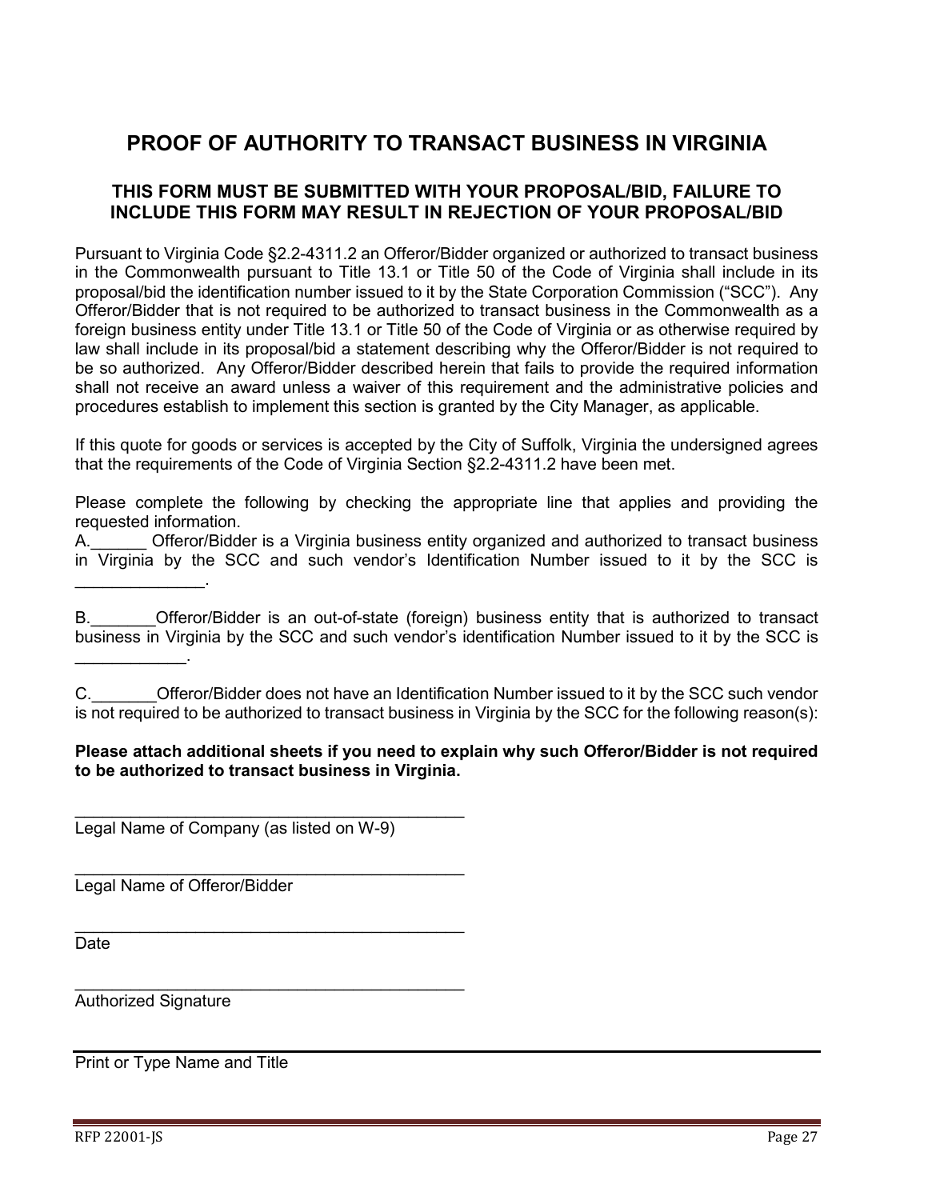# PROOF OF AUTHORITY TO TRANSACT BUSINESS IN VIRGINIA

### THIS FORM MUST BE SUBMITTED WITH YOUR PROPOSAL/BID, FAILURE TO INCLUDE THIS FORM MAY RESULT IN REJECTION OF YOUR PROPOSAL/BID

Pursuant to Virginia Code §2.2-4311.2 an Offeror/Bidder organized or authorized to transact business in the Commonwealth pursuant to Title 13.1 or Title 50 of the Code of Virginia shall include in its proposal/bid the identification number issued to it by the State Corporation Commission ("SCC"). Any Offeror/Bidder that is not required to be authorized to transact business in the Commonwealth as a foreign business entity under Title 13.1 or Title 50 of the Code of Virginia or as otherwise required by law shall include in its proposal/bid a statement describing why the Offeror/Bidder is not required to be so authorized. Any Offeror/Bidder described herein that fails to provide the required information shall not receive an award unless a waiver of this requirement and the administrative policies and procedures establish to implement this section is granted by the City Manager, as applicable.

If this quote for goods or services is accepted by the City of Suffolk, Virginia the undersigned agrees that the requirements of the Code of Virginia Section §2.2-4311.2 have been met.

Please complete the following by checking the appropriate line that applies and providing the requested information.

A.______ Offeror/Bidder is a Virginia business entity organized and authorized to transact business in Virginia by the SCC and such vendor's Identification Number issued to it by the SCC is ______________.

B._______Offeror/Bidder is an out-of-state (foreign) business entity that is authorized to transact business in Virginia by the SCC and such vendor's identification Number issued to it by the SCC is ____________.

C._______Offeror/Bidder does not have an Identification Number issued to it by the SCC such vendor is not required to be authorized to transact business in Virginia by the SCC for the following reason(s):

**Please attach additional sheets if you need to explain why such Offeror/Bidder is not required to be authorized to transact business in Virginia.**

____________________________________________
Legal Name of Company (as listed on W-9)

____________________________________________
Legal Name of Offeror/Bidder

____________________________________________
Date

____________________________________________
Authorized Signature

____________________________________________
Print or Type Name and Title

RFP 22001-JS